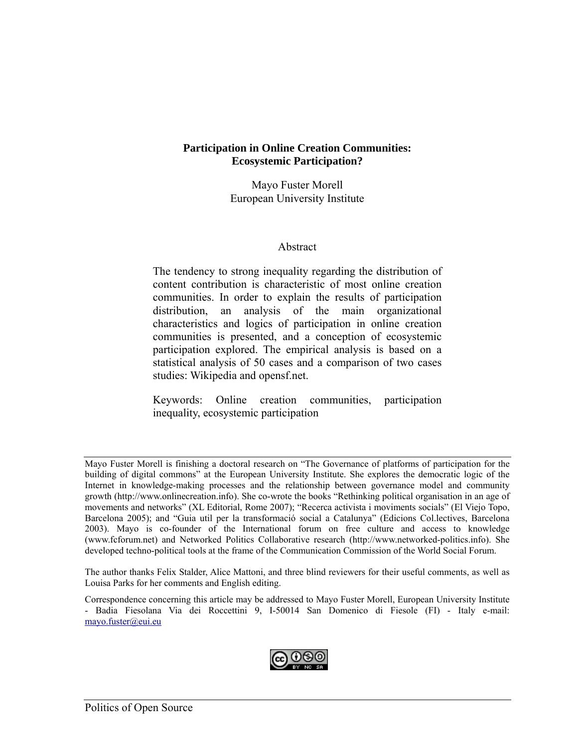# Participation in Online Creation Communities: Ecosystemic Participation?

Mayo Fuster Morell
European University Institute

## Abstract

The tendency to strong inequality regarding the distribution of content contribution is characteristic of most online creation communities. In order to explain the results of participation distribution, an analysis of the main organizational characteristics and logics of participation in online creation communities is presented, and a conception of ecosystemic participation explored. The empirical analysis is based on a statistical analysis of 50 cases and a comparison of two cases studies: Wikipedia and opensf.net.

Keywords: Online creation communities, participation inequality, ecosystemic participation

---

Mayo Fuster Morell is finishing a doctoral research on "The Governance of platforms of participation for the building of digital commons" at the European University Institute. She explores the democratic logic of the Internet in knowledge-making processes and the relationship between governance model and community growth (http://www.onlinecreation.info). She co-wrote the books "Rethinking political organisation in an age of movements and networks" (XL Editorial, Rome 2007); "Recerca activista i moviments socials" (El Viejo Topo, Barcelona 2005); and "Guia util per la transformació social a Catalunya" (Edicions Col.lectives, Barcelona 2003). Mayo is co-founder of the International forum on free culture and access to knowledge (www.fcforum.net) and Networked Politics Collaborative research (http://www.networked-politics.info). She developed techno-political tools at the frame of the Communication Commission of the World Social Forum.

The author thanks Felix Stalder, Alice Mattoni, and three blind reviewers for their useful comments, as well as Louisa Parks for her comments and English editing.

Correspondence concerning this article may be addressed to Mayo Fuster Morell, European University Institute - Badia Fiesolana Via dei Roccettini 9, I-50014 San Domenico di Fiesole (FI) - Italy e-mail: mayo.fuster@eui.eu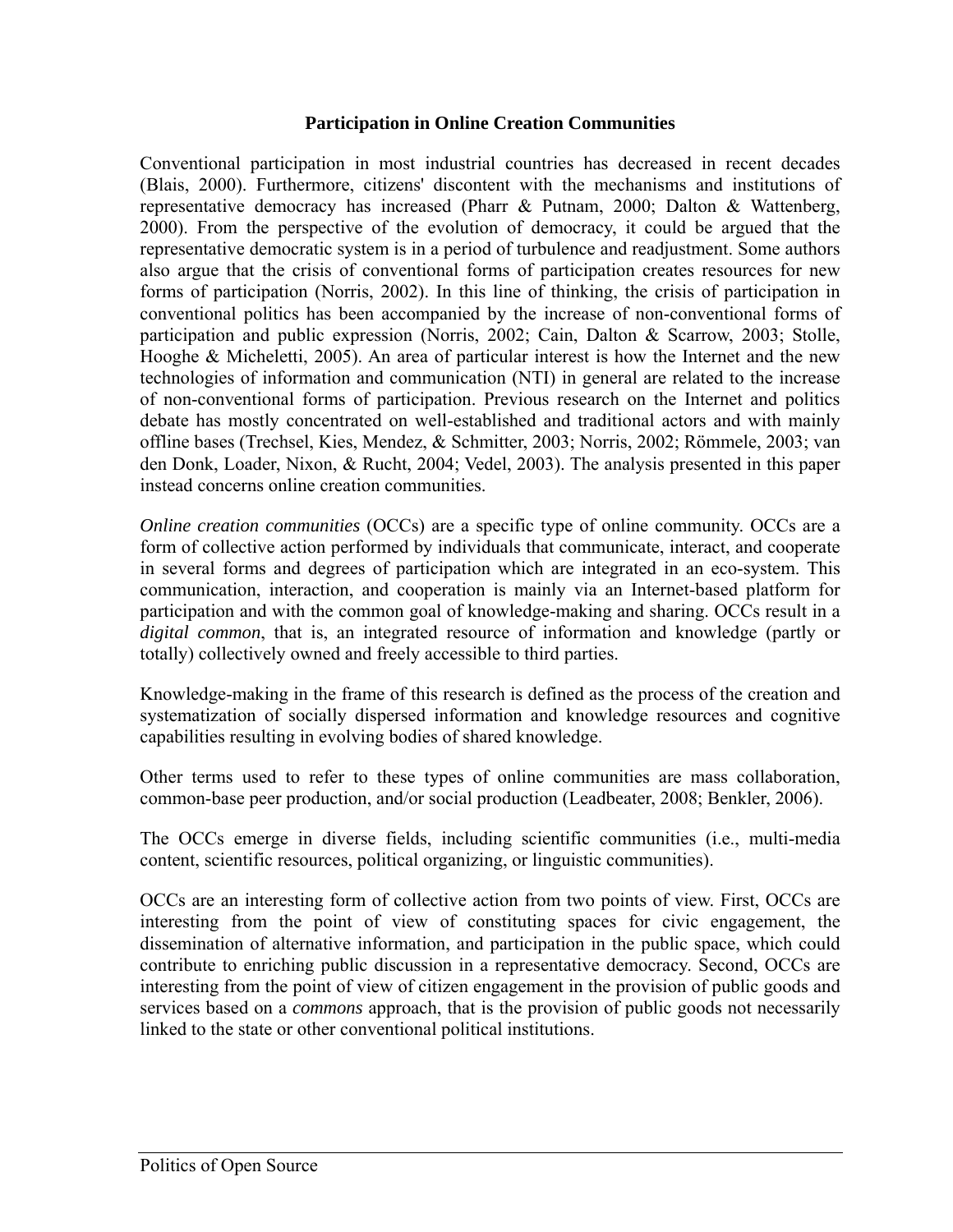**Participation in Online Creation Communities**

Conventional participation in most industrial countries has decreased in recent decades (Blais, 2000). Furthermore, citizens' discontent with the mechanisms and institutions of representative democracy has increased (Pharr & Putnam, 2000; Dalton & Wattenberg, 2000). From the perspective of the evolution of democracy, it could be argued that the representative democratic system is in a period of turbulence and readjustment. Some authors also argue that the crisis of conventional forms of participation creates resources for new forms of participation (Norris, 2002). In this line of thinking, the crisis of participation in conventional politics has been accompanied by the increase of non-conventional forms of participation and public expression (Norris, 2002; Cain, Dalton & Scarrow, 2003; Stolle, Hooghe & Micheletti, 2005). An area of particular interest is how the Internet and the new technologies of information and communication (NTI) in general are related to the increase of non-conventional forms of participation. Previous research on the Internet and politics debate has mostly concentrated on well-established and traditional actors and with mainly offline bases (Trechsel, Kies, Mendez, & Schmitter, 2003; Norris, 2002; Römmele, 2003; van den Donk, Loader, Nixon, & Rucht, 2004; Vedel, 2003). The analysis presented in this paper instead concerns online creation communities.

*Online creation communities* (OCCs) are a specific type of online community. OCCs are a form of collective action performed by individuals that communicate, interact, and cooperate in several forms and degrees of participation which are integrated in an eco-system. This communication, interaction, and cooperation is mainly via an Internet-based platform for participation and with the common goal of knowledge-making and sharing. OCCs result in a *digital common*, that is, an integrated resource of information and knowledge (partly or totally) collectively owned and freely accessible to third parties.

Knowledge-making in the frame of this research is defined as the process of the creation and systematization of socially dispersed information and knowledge resources and cognitive capabilities resulting in evolving bodies of shared knowledge.

Other terms used to refer to these types of online communities are mass collaboration, common-base peer production, and/or social production (Leadbeater, 2008; Benkler, 2006).

The OCCs emerge in diverse fields, including scientific communities (i.e., multi-media content, scientific resources, political organizing, or linguistic communities).

OCCs are an interesting form of collective action from two points of view. First, OCCs are interesting from the point of view of constituting spaces for civic engagement, the dissemination of alternative information, and participation in the public space, which could contribute to enriching public discussion in a representative democracy. Second, OCCs are interesting from the point of view of citizen engagement in the provision of public goods and services based on a *commons* approach, that is the provision of public goods not necessarily linked to the state or other conventional political institutions.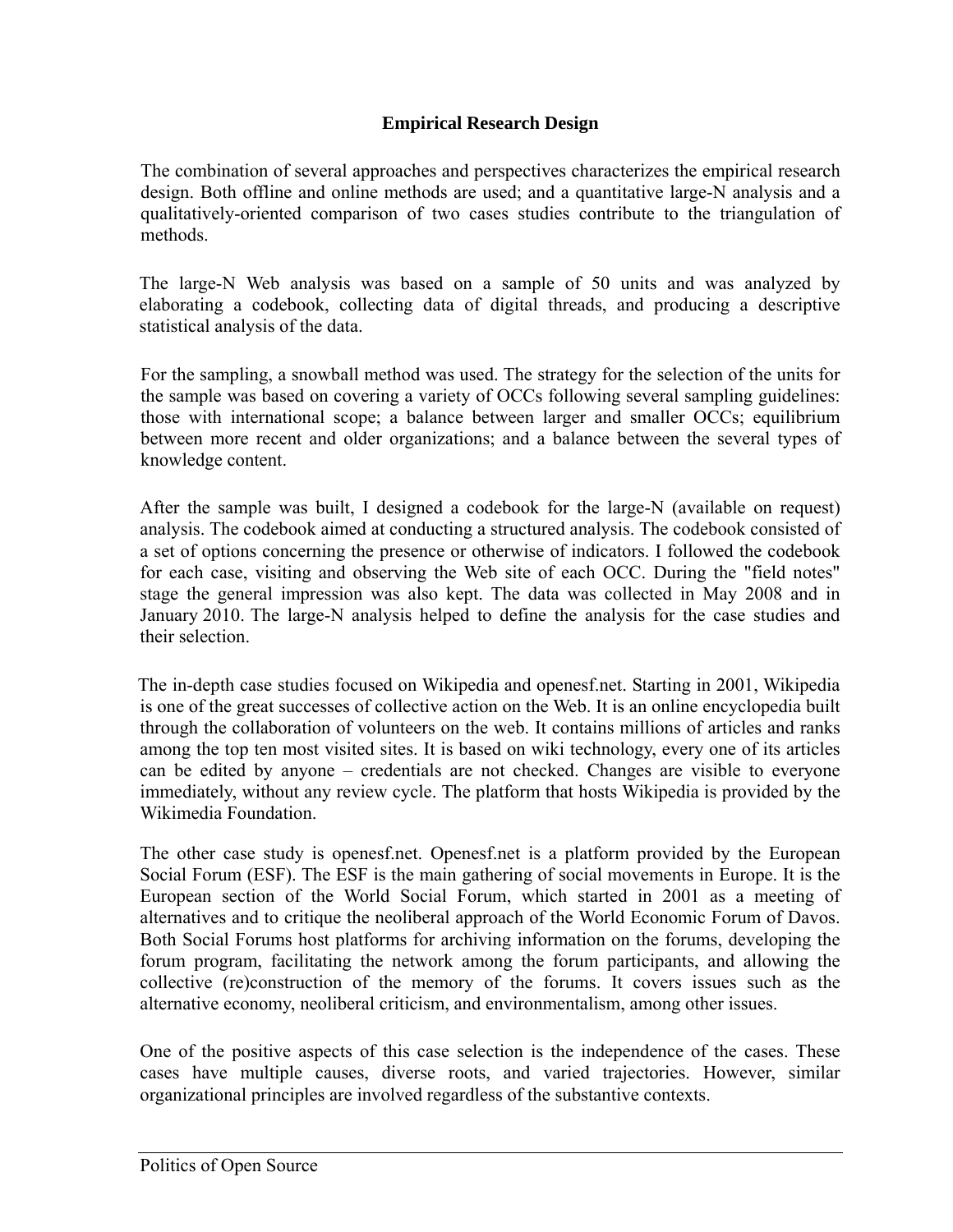## Empirical Research Design

The combination of several approaches and perspectives characterizes the empirical research design. Both offline and online methods are used; and a quantitative large-N analysis and a qualitatively-oriented comparison of two cases studies contribute to the triangulation of methods.

The large-N Web analysis was based on a sample of 50 units and was analyzed by elaborating a codebook, collecting data of digital threads, and producing a descriptive statistical analysis of the data.

For the sampling, a snowball method was used. The strategy for the selection of the units for the sample was based on covering a variety of OCCs following several sampling guidelines: those with international scope; a balance between larger and smaller OCCs; equilibrium between more recent and older organizations; and a balance between the several types of knowledge content.

After the sample was built, I designed a codebook for the large-N (available on request) analysis. The codebook aimed at conducting a structured analysis. The codebook consisted of a set of options concerning the presence or otherwise of indicators. I followed the codebook for each case, visiting and observing the Web site of each OCC. During the "field notes" stage the general impression was also kept. The data was collected in May 2008 and in January 2010. The large-N analysis helped to define the analysis for the case studies and their selection.

The in-depth case studies focused on Wikipedia and openesf.net. Starting in 2001, Wikipedia is one of the great successes of collective action on the Web. It is an online encyclopedia built through the collaboration of volunteers on the web. It contains millions of articles and ranks among the top ten most visited sites. It is based on wiki technology, every one of its articles can be edited by anyone – credentials are not checked. Changes are visible to everyone immediately, without any review cycle. The platform that hosts Wikipedia is provided by the Wikimedia Foundation.

The other case study is openesf.net. Openesf.net is a platform provided by the European Social Forum (ESF). The ESF is the main gathering of social movements in Europe. It is the European section of the World Social Forum, which started in 2001 as a meeting of alternatives and to critique the neoliberal approach of the World Economic Forum of Davos. Both Social Forums host platforms for archiving information on the forums, developing the forum program, facilitating the network among the forum participants, and allowing the collective (re)construction of the memory of the forums. It covers issues such as the alternative economy, neoliberal criticism, and environmentalism, among other issues.

One of the positive aspects of this case selection is the independence of the cases. These cases have multiple causes, diverse roots, and varied trajectories. However, similar organizational principles are involved regardless of the substantive contexts.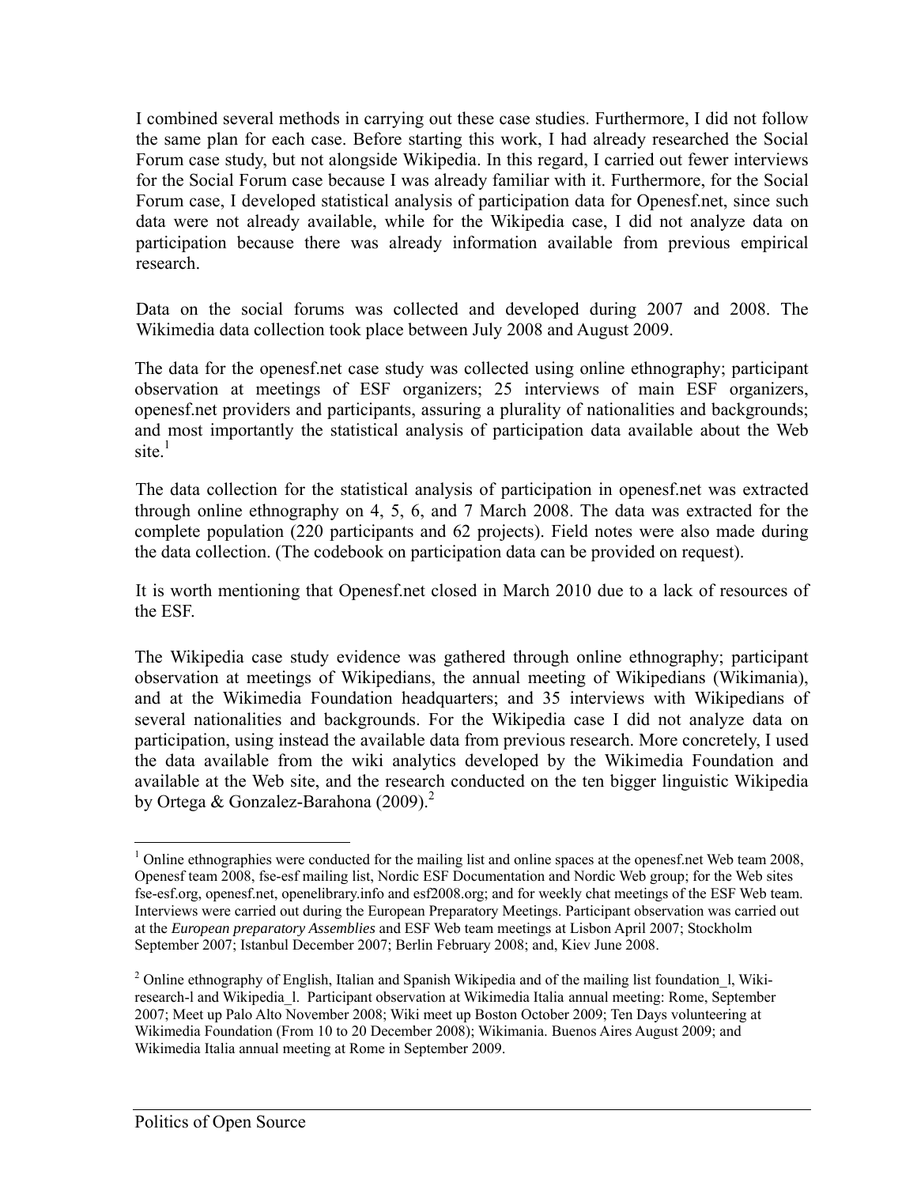I combined several methods in carrying out these case studies. Furthermore, I did not follow the same plan for each case. Before starting this work, I had already researched the Social Forum case study, but not alongside Wikipedia. In this regard, I carried out fewer interviews for the Social Forum case because I was already familiar with it. Furthermore, for the Social Forum case, I developed statistical analysis of participation data for Openesf.net, since such data were not already available, while for the Wikipedia case, I did not analyze data on participation because there was already information available from previous empirical research.

Data on the social forums was collected and developed during 2007 and 2008. The Wikimedia data collection took place between July 2008 and August 2009.

The data for the openesf.net case study was collected using online ethnography; participant observation at meetings of ESF organizers; 25 interviews of main ESF organizers, openesf.net providers and participants, assuring a plurality of nationalities and backgrounds; and most importantly the statistical analysis of participation data available about the Web site.[1]

The data collection for the statistical analysis of participation in openesf.net was extracted through online ethnography on 4, 5, 6, and 7 March 2008. The data was extracted for the complete population (220 participants and 62 projects). Field notes were also made during the data collection. (The codebook on participation data can be provided on request).

It is worth mentioning that Openesf.net closed in March 2010 due to a lack of resources of the ESF.

The Wikipedia case study evidence was gathered through online ethnography; participant observation at meetings of Wikipedians, the annual meeting of Wikipedians (Wikimania), and at the Wikimedia Foundation headquarters; and 35 interviews with Wikipedians of several nationalities and backgrounds. For the Wikipedia case I did not analyze data on participation, using instead the available data from previous research. More concretely, I used the data available from the wiki analytics developed by the Wikimedia Foundation and available at the Web site, and the research conducted on the ten bigger linguistic Wikipedia by Ortega & Gonzalez-Barahona (2009).[2]

---

[1] Online ethnographies were conducted for the mailing list and online spaces at the openesf.net Web team 2008, Openesf team 2008, fse-esf mailing list, Nordic ESF Documentation and Nordic Web group; for the Web sites fse-esf.org, openesf.net, openelibrary.info and esf2008.org; and for weekly chat meetings of the ESF Web team. Interviews were carried out during the European Preparatory Meetings. Participant observation was carried out at the *European preparatory Assemblies* and ESF Web team meetings at Lisbon April 2007; Stockholm September 2007; Istanbul December 2007; Berlin February 2008; and, Kiev June 2008.

[2] Online ethnography of English, Italian and Spanish Wikipedia and of the mailing list foundation_l, Wiki-research-l and Wikipedia_l. Participant observation at Wikimedia Italia annual meeting: Rome, September 2007; Meet up Palo Alto November 2008; Wiki meet up Boston October 2009; Ten Days volunteering at Wikimedia Foundation (From 10 to 20 December 2008); Wikimania. Buenos Aires August 2009; and Wikimedia Italia annual meeting at Rome in September 2009.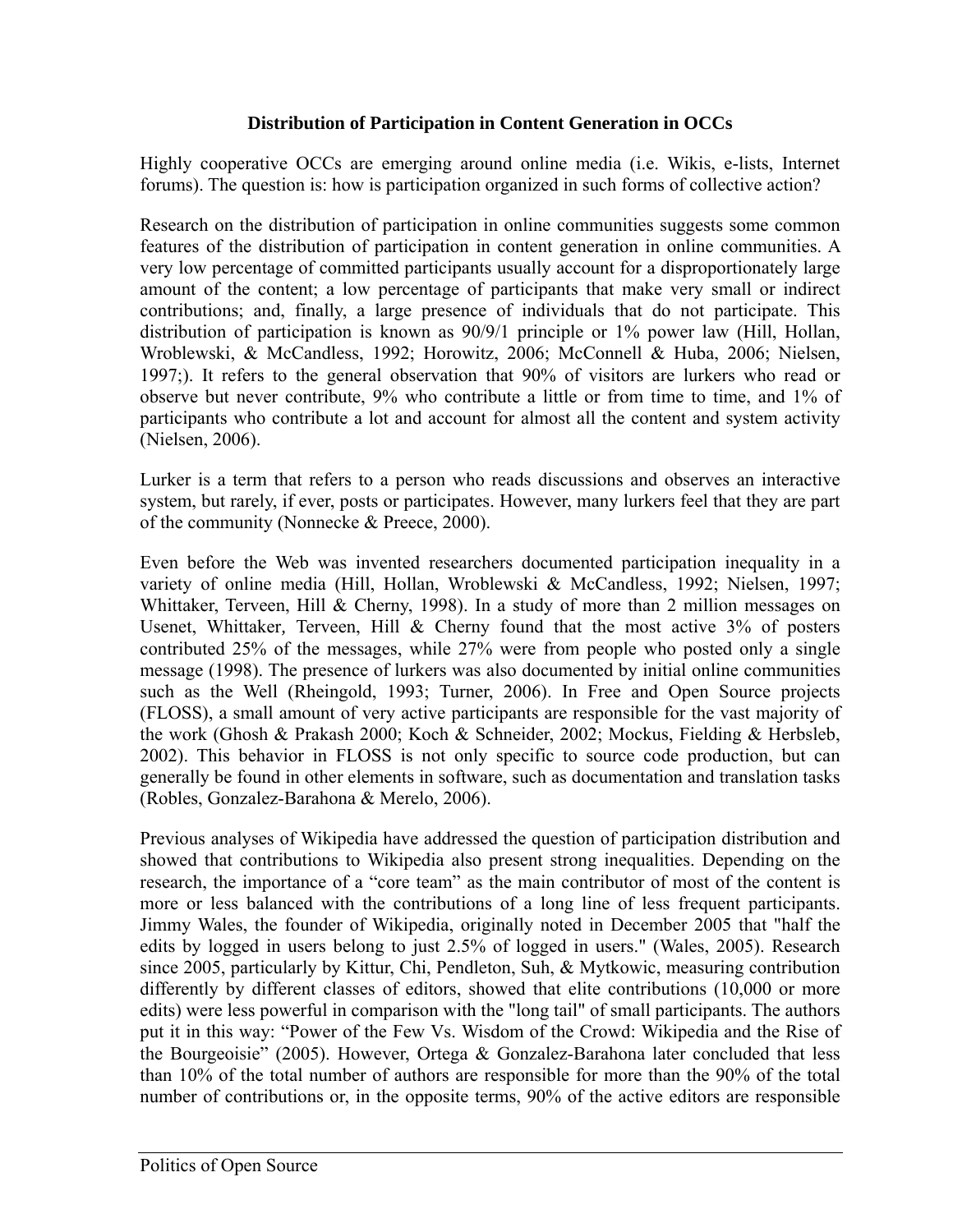### Distribution of Participation in Content Generation in OCCs

Highly cooperative OCCs are emerging around online media (i.e. Wikis, e-lists, Internet forums). The question is: how is participation organized in such forms of collective action?

Research on the distribution of participation in online communities suggests some common features of the distribution of participation in content generation in online communities. A very low percentage of committed participants usually account for a disproportionately large amount of the content; a low percentage of participants that make very small or indirect contributions; and, finally, a large presence of individuals that do not participate. This distribution of participation is known as 90/9/1 principle or 1% power law (Hill, Hollan, Wroblewski, & McCandless, 1992; Horowitz, 2006; McConnell & Huba, 2006; Nielsen, 1997;). It refers to the general observation that 90% of visitors are lurkers who read or observe but never contribute, 9% who contribute a little or from time to time, and 1% of participants who contribute a lot and account for almost all the content and system activity (Nielsen, 2006).

Lurker is a term that refers to a person who reads discussions and observes an interactive system, but rarely, if ever, posts or participates. However, many lurkers feel that they are part of the community (Nonnecke & Preece, 2000).

Even before the Web was invented researchers documented participation inequality in a variety of online media (Hill, Hollan, Wroblewski & McCandless, 1992; Nielsen, 1997; Whittaker, Terveen, Hill & Cherny, 1998). In a study of more than 2 million messages on Usenet, Whittaker, Terveen, Hill & Cherny found that the most active 3% of posters contributed 25% of the messages, while 27% were from people who posted only a single message (1998). The presence of lurkers was also documented by initial online communities such as the Well (Rheingold, 1993; Turner, 2006). In Free and Open Source projects (FLOSS), a small amount of very active participants are responsible for the vast majority of the work (Ghosh & Prakash 2000; Koch & Schneider, 2002; Mockus, Fielding & Herbsleb, 2002). This behavior in FLOSS is not only specific to source code production, but can generally be found in other elements in software, such as documentation and translation tasks (Robles, Gonzalez-Barahona & Merelo, 2006).

Previous analyses of Wikipedia have addressed the question of participation distribution and showed that contributions to Wikipedia also present strong inequalities. Depending on the research, the importance of a "core team" as the main contributor of most of the content is more or less balanced with the contributions of a long line of less frequent participants. Jimmy Wales, the founder of Wikipedia, originally noted in December 2005 that "half the edits by logged in users belong to just 2.5% of logged in users." (Wales, 2005). Research since 2005, particularly by Kittur, Chi, Pendleton, Suh, & Mytkowic, measuring contribution differently by different classes of editors, showed that elite contributions (10,000 or more edits) were less powerful in comparison with the "long tail" of small participants. The authors put it in this way: "Power of the Few Vs. Wisdom of the Crowd: Wikipedia and the Rise of the Bourgeoisie" (2005). However, Ortega & Gonzalez-Barahona later concluded that less than 10% of the total number of authors are responsible for more than the 90% of the total number of contributions or, in the opposite terms, 90% of the active editors are responsible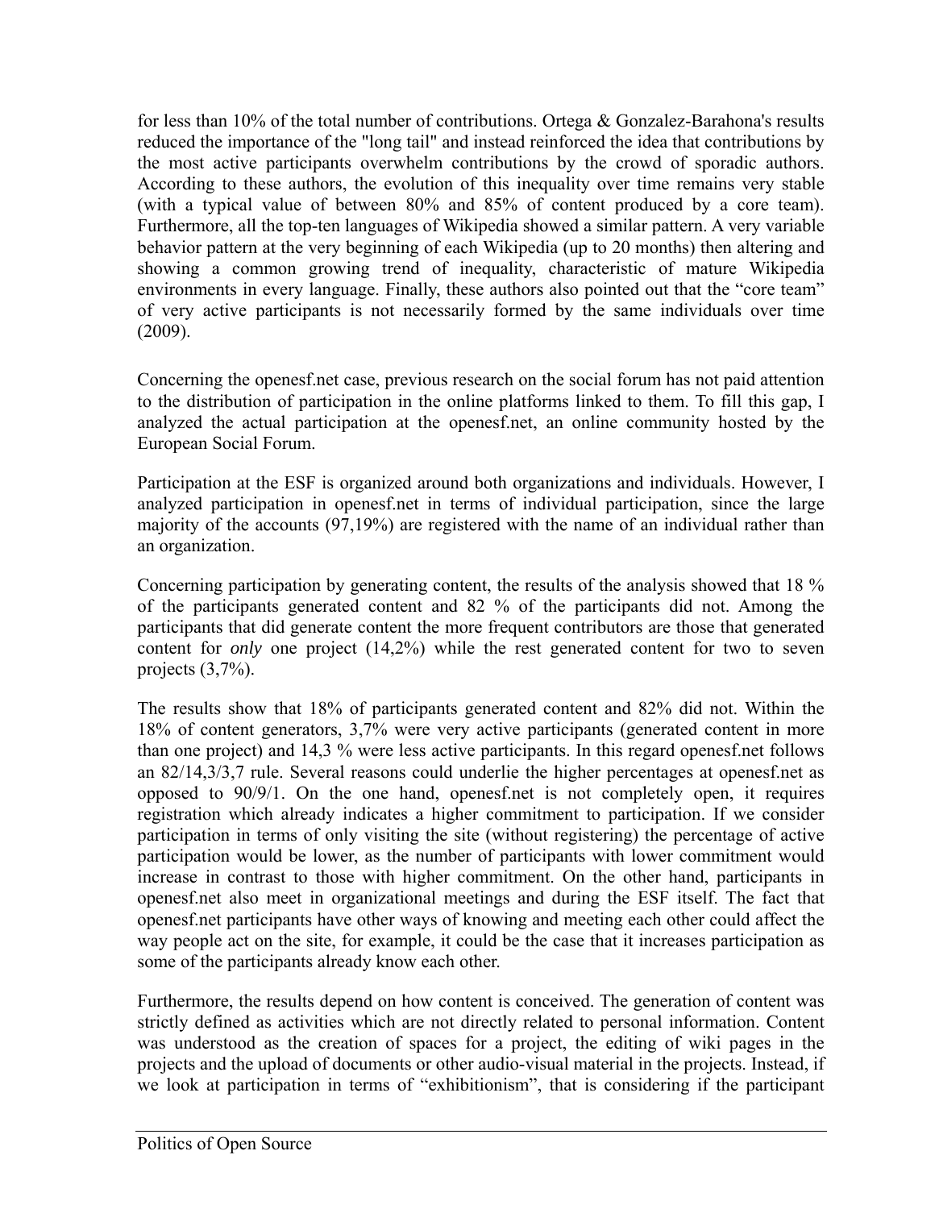for less than 10% of the total number of contributions. Ortega & Gonzalez-Barahona's results reduced the importance of the "long tail" and instead reinforced the idea that contributions by the most active participants overwhelm contributions by the crowd of sporadic authors. According to these authors, the evolution of this inequality over time remains very stable (with a typical value of between 80% and 85% of content produced by a core team). Furthermore, all the top-ten languages of Wikipedia showed a similar pattern. A very variable behavior pattern at the very beginning of each Wikipedia (up to 20 months) then altering and showing a common growing trend of inequality, characteristic of mature Wikipedia environments in every language. Finally, these authors also pointed out that the "core team" of very active participants is not necessarily formed by the same individuals over time (2009).

Concerning the openesf.net case, previous research on the social forum has not paid attention to the distribution of participation in the online platforms linked to them. To fill this gap, I analyzed the actual participation at the openesf.net, an online community hosted by the European Social Forum.

Participation at the ESF is organized around both organizations and individuals. However, I analyzed participation in openesf.net in terms of individual participation, since the large majority of the accounts (97,19%) are registered with the name of an individual rather than an organization.

Concerning participation by generating content, the results of the analysis showed that 18 % of the participants generated content and 82 % of the participants did not. Among the participants that did generate content the more frequent contributors are those that generated content for *only* one project (14,2%) while the rest generated content for two to seven projects (3,7%).

The results show that 18% of participants generated content and 82% did not. Within the 18% of content generators, 3,7% were very active participants (generated content in more than one project) and 14,3 % were less active participants. In this regard openesf.net follows an 82/14,3/3,7 rule. Several reasons could underlie the higher percentages at openesf.net as opposed to 90/9/1. On the one hand, openesf.net is not completely open, it requires registration which already indicates a higher commitment to participation. If we consider participation in terms of only visiting the site (without registering) the percentage of active participation would be lower, as the number of participants with lower commitment would increase in contrast to those with higher commitment. On the other hand, participants in openesf.net also meet in organizational meetings and during the ESF itself. The fact that openesf.net participants have other ways of knowing and meeting each other could affect the way people act on the site, for example, it could be the case that it increases participation as some of the participants already know each other.

Furthermore, the results depend on how content is conceived. The generation of content was strictly defined as activities which are not directly related to personal information. Content was understood as the creation of spaces for a project, the editing of wiki pages in the projects and the upload of documents or other audio-visual material in the projects. Instead, if we look at participation in terms of "exhibitionism", that is considering if the participant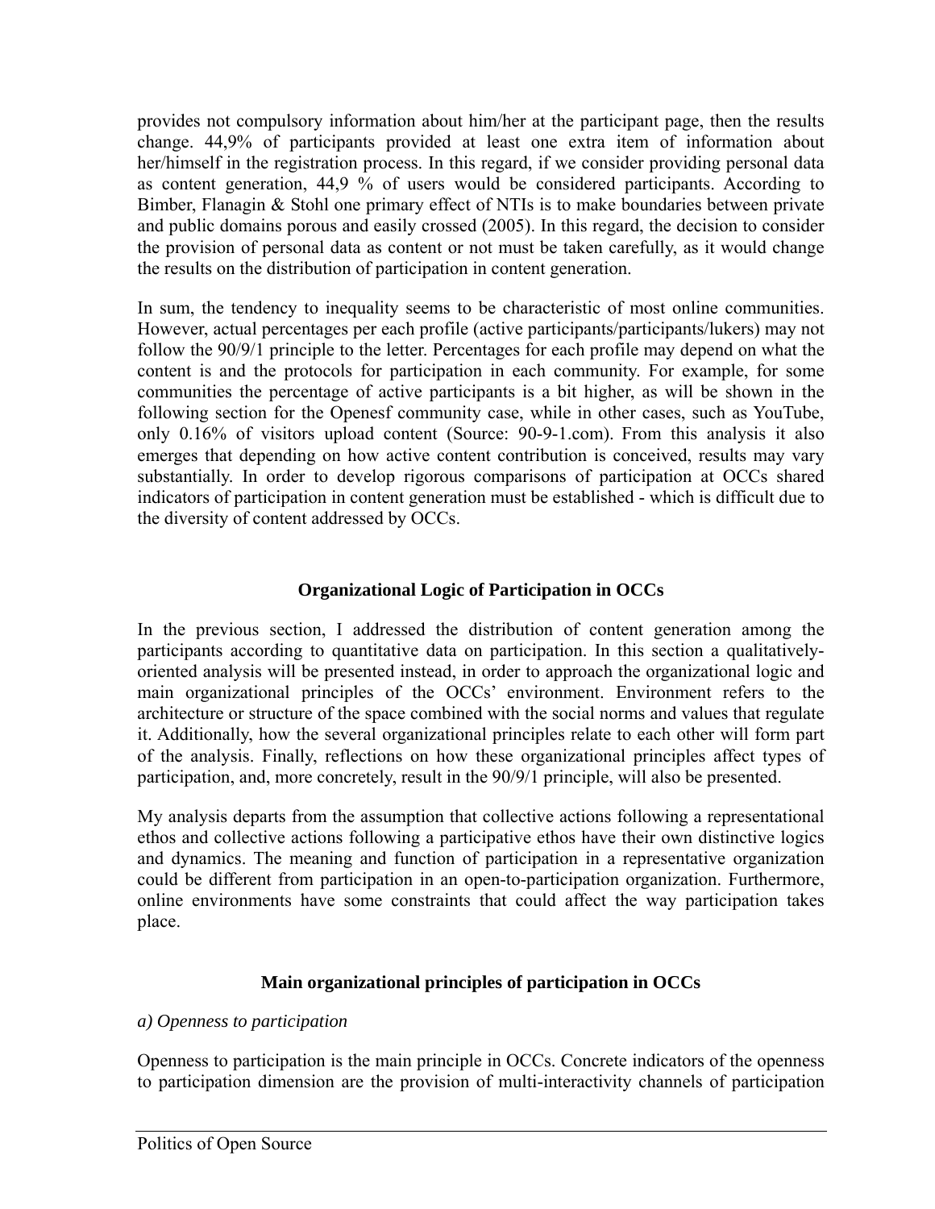provides not compulsory information about him/her at the participant page, then the results change. 44,9% of participants provided at least one extra item of information about her/himself in the registration process. In this regard, if we consider providing personal data as content generation, 44,9 % of users would be considered participants. According to Bimber, Flanagin & Stohl one primary effect of NTIs is to make boundaries between private and public domains porous and easily crossed (2005). In this regard, the decision to consider the provision of personal data as content or not must be taken carefully, as it would change the results on the distribution of participation in content generation.

In sum, the tendency to inequality seems to be characteristic of most online communities. However, actual percentages per each profile (active participants/participants/lukers) may not follow the 90/9/1 principle to the letter. Percentages for each profile may depend on what the content is and the protocols for participation in each community. For example, for some communities the percentage of active participants is a bit higher, as will be shown in the following section for the Openesf community case, while in other cases, such as YouTube, only 0.16% of visitors upload content (Source: 90-9-1.com). From this analysis it also emerges that depending on how active content contribution is conceived, results may vary substantially. In order to develop rigorous comparisons of participation at OCCs shared indicators of participation in content generation must be established - which is difficult due to the diversity of content addressed by OCCs.

## Organizational Logic of Participation in OCCs

In the previous section, I addressed the distribution of content generation among the participants according to quantitative data on participation. In this section a qualitatively-oriented analysis will be presented instead, in order to approach the organizational logic and main organizational principles of the OCCs' environment. Environment refers to the architecture or structure of the space combined with the social norms and values that regulate it. Additionally, how the several organizational principles relate to each other will form part of the analysis. Finally, reflections on how these organizational principles affect types of participation, and, more concretely, result in the 90/9/1 principle, will also be presented.

My analysis departs from the assumption that collective actions following a representational ethos and collective actions following a participative ethos have their own distinctive logics and dynamics. The meaning and function of participation in a representative organization could be different from participation in an open-to-participation organization. Furthermore, online environments have some constraints that could affect the way participation takes place.

### Main organizational principles of participation in OCCs

*a) Openness to participation*

Openness to participation is the main principle in OCCs. Concrete indicators of the openness to participation dimension are the provision of multi-interactivity channels of participation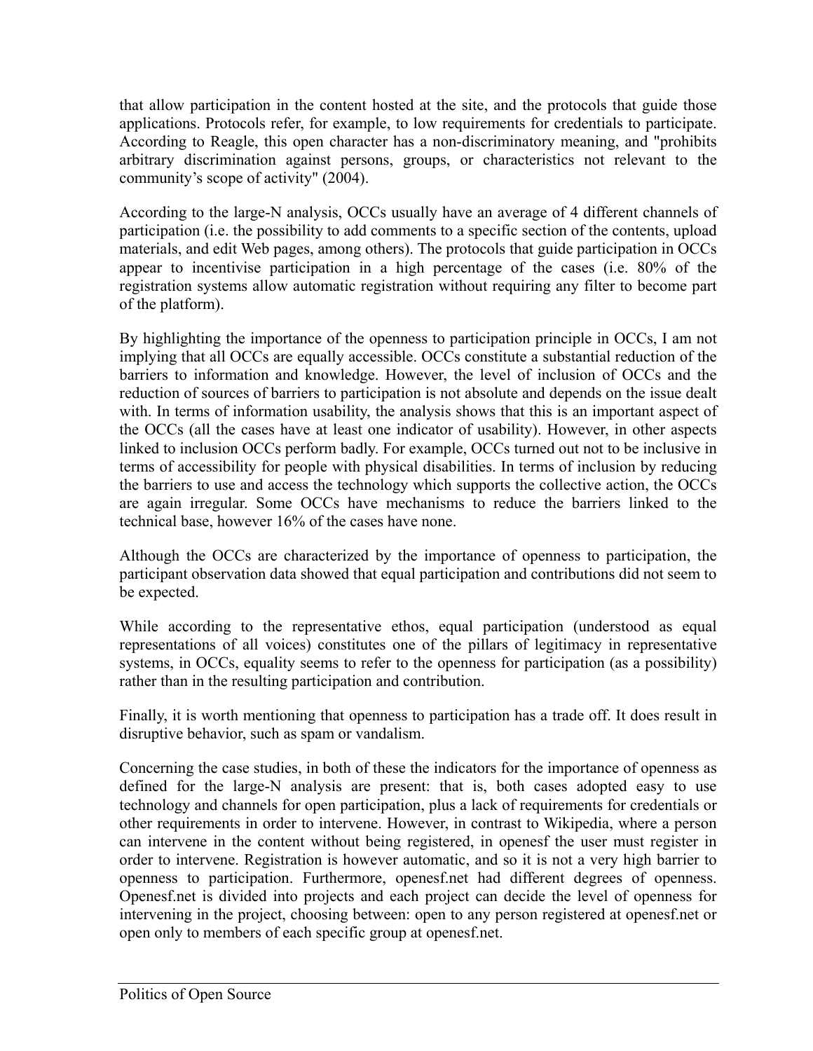that allow participation in the content hosted at the site, and the protocols that guide those applications. Protocols refer, for example, to low requirements for credentials to participate. According to Reagle, this open character has a non-discriminatory meaning, and "prohibits arbitrary discrimination against persons, groups, or characteristics not relevant to the community's scope of activity" (2004).

According to the large-N analysis, OCCs usually have an average of 4 different channels of participation (i.e. the possibility to add comments to a specific section of the contents, upload materials, and edit Web pages, among others). The protocols that guide participation in OCCs appear to incentivise participation in a high percentage of the cases (i.e. 80% of the registration systems allow automatic registration without requiring any filter to become part of the platform).

By highlighting the importance of the openness to participation principle in OCCs, I am not implying that all OCCs are equally accessible. OCCs constitute a substantial reduction of the barriers to information and knowledge. However, the level of inclusion of OCCs and the reduction of sources of barriers to participation is not absolute and depends on the issue dealt with. In terms of information usability, the analysis shows that this is an important aspect of the OCCs (all the cases have at least one indicator of usability). However, in other aspects linked to inclusion OCCs perform badly. For example, OCCs turned out not to be inclusive in terms of accessibility for people with physical disabilities. In terms of inclusion by reducing the barriers to use and access the technology which supports the collective action, the OCCs are again irregular. Some OCCs have mechanisms to reduce the barriers linked to the technical base, however 16% of the cases have none.

Although the OCCs are characterized by the importance of openness to participation, the participant observation data showed that equal participation and contributions did not seem to be expected.

While according to the representative ethos, equal participation (understood as equal representations of all voices) constitutes one of the pillars of legitimacy in representative systems, in OCCs, equality seems to refer to the openness for participation (as a possibility) rather than in the resulting participation and contribution.

Finally, it is worth mentioning that openness to participation has a trade off. It does result in disruptive behavior, such as spam or vandalism.

Concerning the case studies, in both of these the indicators for the importance of openness as defined for the large-N analysis are present: that is, both cases adopted easy to use technology and channels for open participation, plus a lack of requirements for credentials or other requirements in order to intervene. However, in contrast to Wikipedia, where a person can intervene in the content without being registered, in openesf the user must register in order to intervene. Registration is however automatic, and so it is not a very high barrier to openness to participation. Furthermore, openesf.net had different degrees of openness. Openesf.net is divided into projects and each project can decide the level of openness for intervening in the project, choosing between: open to any person registered at openesf.net or open only to members of each specific group at openesf.net.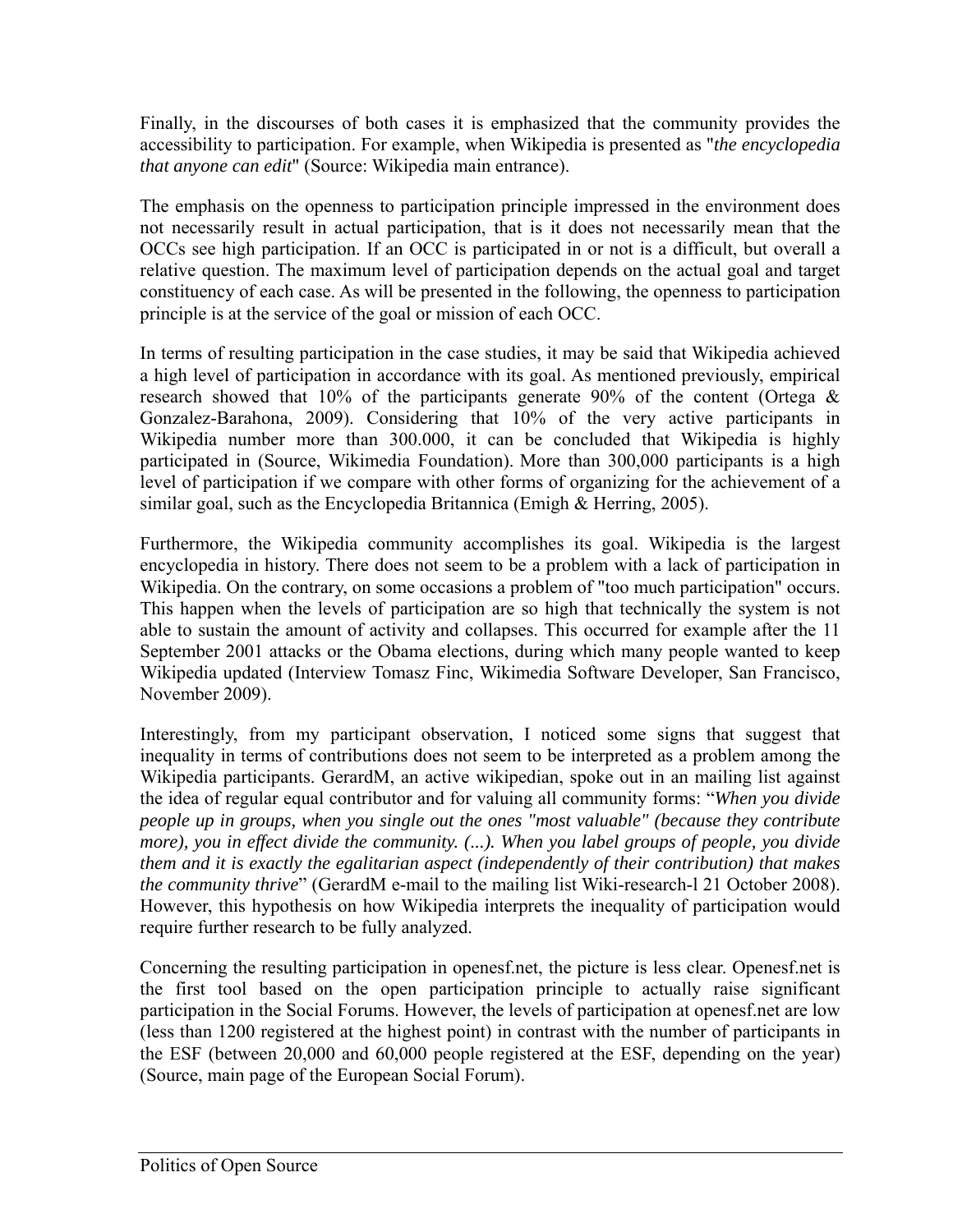Finally, in the discourses of both cases it is emphasized that the community provides the accessibility to participation. For example, when Wikipedia is presented as "*the encyclopedia that anyone can edit*" (Source: Wikipedia main entrance).

The emphasis on the openness to participation principle impressed in the environment does not necessarily result in actual participation, that is it does not necessarily mean that the OCCs see high participation. If an OCC is participated in or not is a difficult, but overall a relative question. The maximum level of participation depends on the actual goal and target constituency of each case. As will be presented in the following, the openness to participation principle is at the service of the goal or mission of each OCC.

In terms of resulting participation in the case studies, it may be said that Wikipedia achieved a high level of participation in accordance with its goal. As mentioned previously, empirical research showed that 10% of the participants generate 90% of the content (Ortega & Gonzalez-Barahona, 2009). Considering that 10% of the very active participants in Wikipedia number more than 300.000, it can be concluded that Wikipedia is highly participated in (Source, Wikimedia Foundation). More than 300,000 participants is a high level of participation if we compare with other forms of organizing for the achievement of a similar goal, such as the Encyclopedia Britannica (Emigh & Herring, 2005).

Furthermore, the Wikipedia community accomplishes its goal. Wikipedia is the largest encyclopedia in history. There does not seem to be a problem with a lack of participation in Wikipedia. On the contrary, on some occasions a problem of "too much participation" occurs. This happen when the levels of participation are so high that technically the system is not able to sustain the amount of activity and collapses. This occurred for example after the 11 September 2001 attacks or the Obama elections, during which many people wanted to keep Wikipedia updated (Interview Tomasz Finc, Wikimedia Software Developer, San Francisco, November 2009).

Interestingly, from my participant observation, I noticed some signs that suggest that inequality in terms of contributions does not seem to be interpreted as a problem among the Wikipedia participants. GerardM, an active wikipedian, spoke out in an mailing list against the idea of regular equal contributor and for valuing all community forms: "*When you divide people up in groups, when you single out the ones "most valuable" (because they contribute more), you in effect divide the community. (...). When you label groups of people, you divide them and it is exactly the egalitarian aspect (independently of their contribution) that makes the community thrive*" (GerardM e-mail to the mailing list Wiki-research-l 21 October 2008). However, this hypothesis on how Wikipedia interprets the inequality of participation would require further research to be fully analyzed.

Concerning the resulting participation in openesf.net, the picture is less clear. Openesf.net is the first tool based on the open participation principle to actually raise significant participation in the Social Forums. However, the levels of participation at openesf.net are low (less than 1200 registered at the highest point) in contrast with the number of participants in the ESF (between 20,000 and 60,000 people registered at the ESF, depending on the year) (Source, main page of the European Social Forum).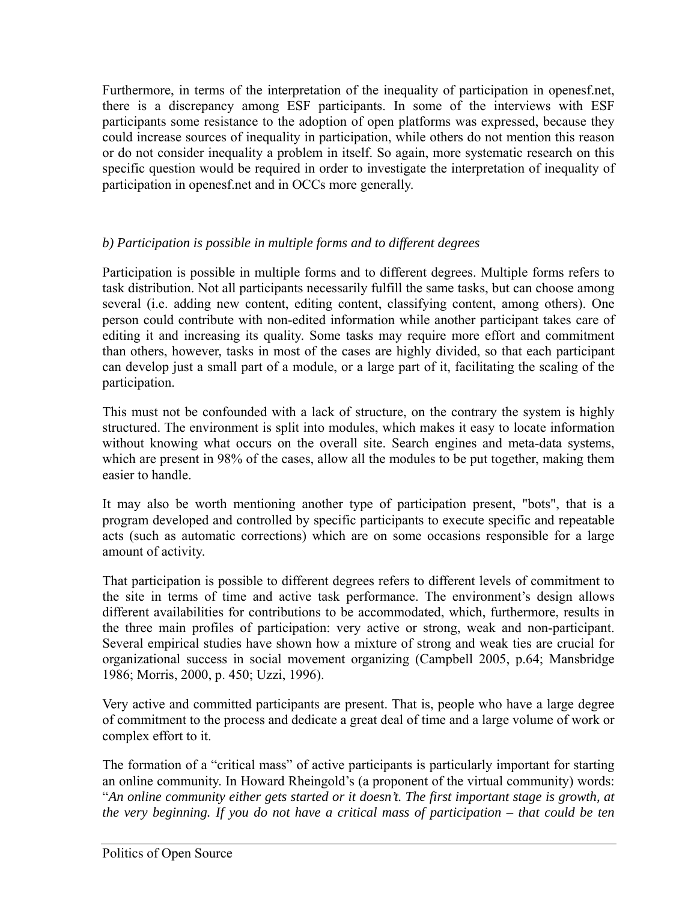Furthermore, in terms of the interpretation of the inequality of participation in openesf.net, there is a discrepancy among ESF participants. In some of the interviews with ESF participants some resistance to the adoption of open platforms was expressed, because they could increase sources of inequality in participation, while others do not mention this reason or do not consider inequality a problem in itself. So again, more systematic research on this specific question would be required in order to investigate the interpretation of inequality of participation in openesf.net and in OCCs more generally.

*b) Participation is possible in multiple forms and to different degrees*

Participation is possible in multiple forms and to different degrees. Multiple forms refers to task distribution. Not all participants necessarily fulfill the same tasks, but can choose among several (i.e. adding new content, editing content, classifying content, among others). One person could contribute with non-edited information while another participant takes care of editing it and increasing its quality. Some tasks may require more effort and commitment than others, however, tasks in most of the cases are highly divided, so that each participant can develop just a small part of a module, or a large part of it, facilitating the scaling of the participation.

This must not be confounded with a lack of structure, on the contrary the system is highly structured. The environment is split into modules, which makes it easy to locate information without knowing what occurs on the overall site. Search engines and meta-data systems, which are present in 98% of the cases, allow all the modules to be put together, making them easier to handle.

It may also be worth mentioning another type of participation present, "bots", that is a program developed and controlled by specific participants to execute specific and repeatable acts (such as automatic corrections) which are on some occasions responsible for a large amount of activity.

That participation is possible to different degrees refers to different levels of commitment to the site in terms of time and active task performance. The environment's design allows different availabilities for contributions to be accommodated, which, furthermore, results in the three main profiles of participation: very active or strong, weak and non-participant. Several empirical studies have shown how a mixture of strong and weak ties are crucial for organizational success in social movement organizing (Campbell 2005, p.64; Mansbridge 1986; Morris, 2000, p. 450; Uzzi, 1996).

Very active and committed participants are present. That is, people who have a large degree of commitment to the process and dedicate a great deal of time and a large volume of work or complex effort to it.

The formation of a "critical mass" of active participants is particularly important for starting an online community. In Howard Rheingold's (a proponent of the virtual community) words: "*An online community either gets started or it doesn't. The first important stage is growth, at the very beginning. If you do not have a critical mass of participation – that could be ten*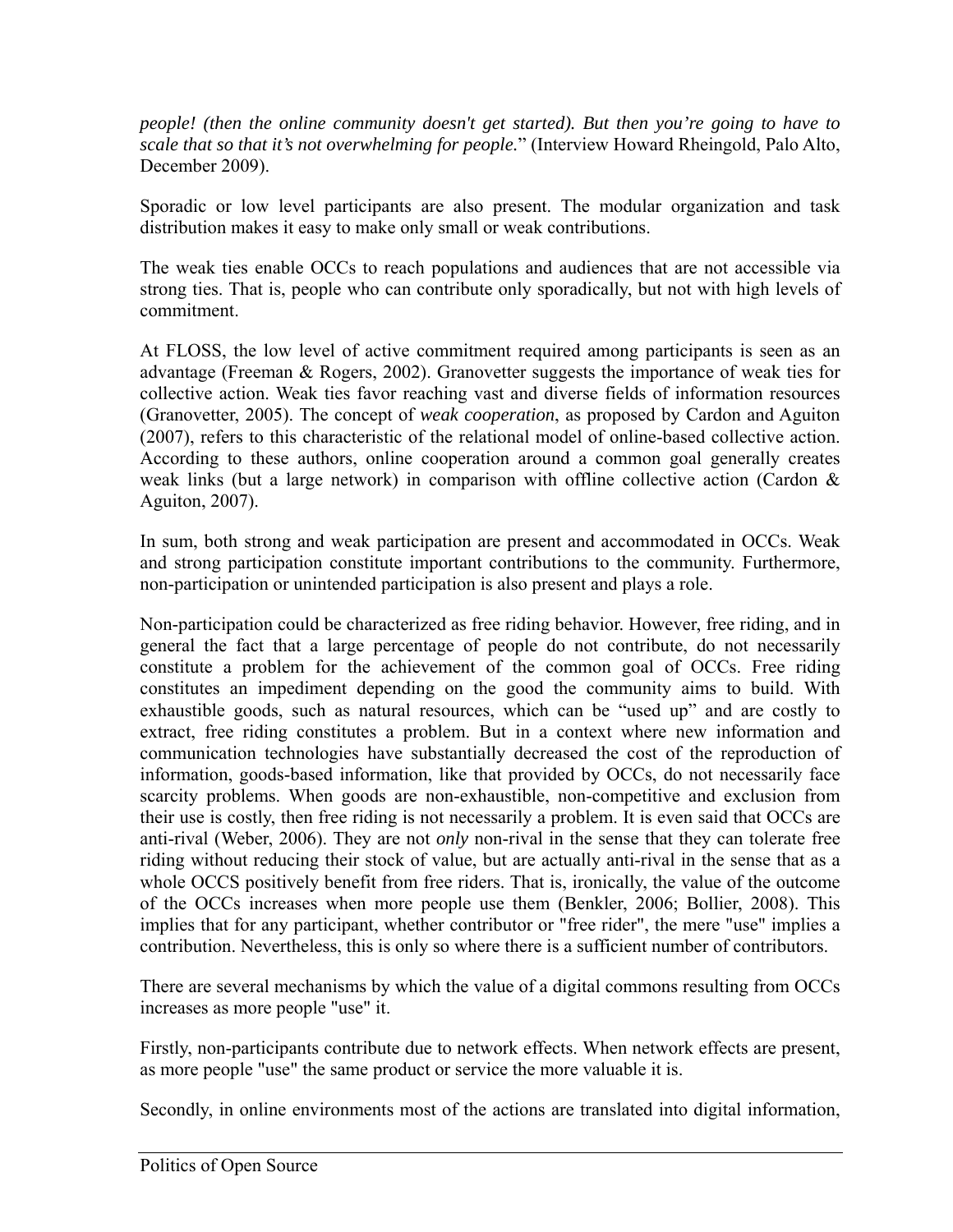*people! (then the online community doesn't get started). But then you're going to have to scale that so that it's not overwhelming for people.*" (Interview Howard Rheingold, Palo Alto, December 2009).

Sporadic or low level participants are also present. The modular organization and task distribution makes it easy to make only small or weak contributions.

The weak ties enable OCCs to reach populations and audiences that are not accessible via strong ties. That is, people who can contribute only sporadically, but not with high levels of commitment.

At FLOSS, the low level of active commitment required among participants is seen as an advantage (Freeman & Rogers, 2002). Granovetter suggests the importance of weak ties for collective action. Weak ties favor reaching vast and diverse fields of information resources (Granovetter, 2005). The concept of *weak cooperation*, as proposed by Cardon and Aguiton (2007), refers to this characteristic of the relational model of online-based collective action. According to these authors, online cooperation around a common goal generally creates weak links (but a large network) in comparison with offline collective action (Cardon & Aguiton, 2007).

In sum, both strong and weak participation are present and accommodated in OCCs. Weak and strong participation constitute important contributions to the community. Furthermore, non-participation or unintended participation is also present and plays a role.

Non-participation could be characterized as free riding behavior. However, free riding, and in general the fact that a large percentage of people do not contribute, do not necessarily constitute a problem for the achievement of the common goal of OCCs. Free riding constitutes an impediment depending on the good the community aims to build. With exhaustible goods, such as natural resources, which can be "used up" and are costly to extract, free riding constitutes a problem. But in a context where new information and communication technologies have substantially decreased the cost of the reproduction of information, goods-based information, like that provided by OCCs, do not necessarily face scarcity problems. When goods are non-exhaustible, non-competitive and exclusion from their use is costly, then free riding is not necessarily a problem. It is even said that OCCs are anti-rival (Weber, 2006). They are not *only* non-rival in the sense that they can tolerate free riding without reducing their stock of value, but are actually anti-rival in the sense that as a whole OCCS positively benefit from free riders. That is, ironically, the value of the outcome of the OCCs increases when more people use them (Benkler, 2006; Bollier, 2008). This implies that for any participant, whether contributor or "free rider", the mere "use" implies a contribution. Nevertheless, this is only so where there is a sufficient number of contributors.

There are several mechanisms by which the value of a digital commons resulting from OCCs increases as more people "use" it.

Firstly, non-participants contribute due to network effects. When network effects are present, as more people "use" the same product or service the more valuable it is.

Secondly, in online environments most of the actions are translated into digital information,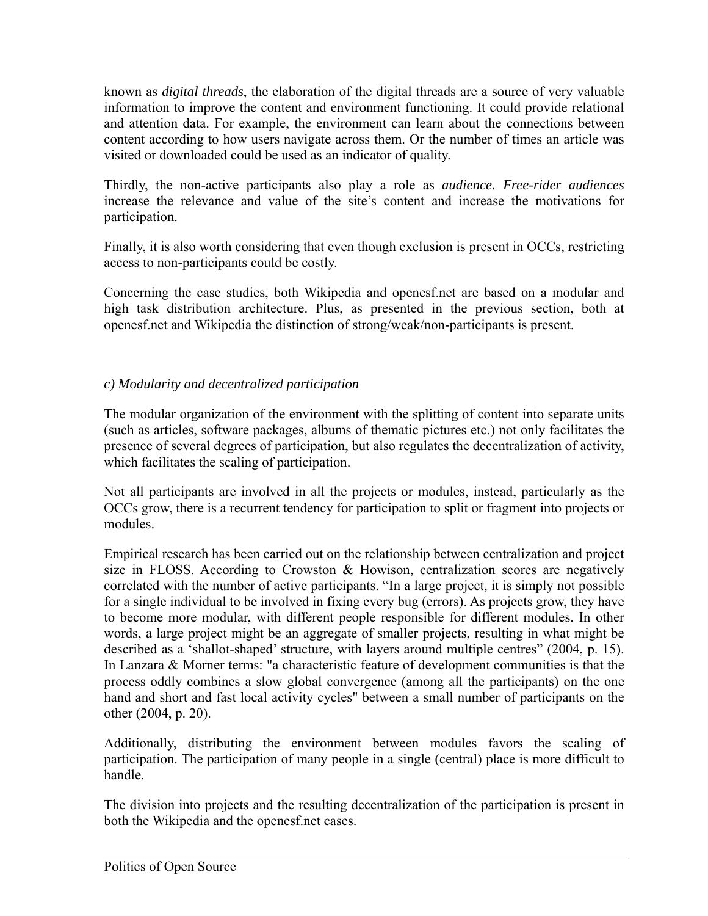known as *digital threads*, the elaboration of the digital threads are a source of very valuable information to improve the content and environment functioning. It could provide relational and attention data. For example, the environment can learn about the connections between content according to how users navigate across them. Or the number of times an article was visited or downloaded could be used as an indicator of quality.

Thirdly, the non-active participants also play a role as *audience. Free-rider audiences* increase the relevance and value of the site's content and increase the motivations for participation.

Finally, it is also worth considering that even though exclusion is present in OCCs, restricting access to non-participants could be costly.

Concerning the case studies, both Wikipedia and openesf.net are based on a modular and high task distribution architecture. Plus, as presented in the previous section, both at openesf.net and Wikipedia the distinction of strong/weak/non-participants is present.

*c) Modularity and decentralized participation*

The modular organization of the environment with the splitting of content into separate units (such as articles, software packages, albums of thematic pictures etc.) not only facilitates the presence of several degrees of participation, but also regulates the decentralization of activity, which facilitates the scaling of participation.

Not all participants are involved in all the projects or modules, instead, particularly as the OCCs grow, there is a recurrent tendency for participation to split or fragment into projects or modules.

Empirical research has been carried out on the relationship between centralization and project size in FLOSS. According to Crowston & Howison, centralization scores are negatively correlated with the number of active participants. "In a large project, it is simply not possible for a single individual to be involved in fixing every bug (errors). As projects grow, they have to become more modular, with different people responsible for different modules. In other words, a large project might be an aggregate of smaller projects, resulting in what might be described as a 'shallot-shaped' structure, with layers around multiple centres" (2004, p. 15). In Lanzara & Morner terms: "a characteristic feature of development communities is that the process oddly combines a slow global convergence (among all the participants) on the one hand and short and fast local activity cycles" between a small number of participants on the other (2004, p. 20).

Additionally, distributing the environment between modules favors the scaling of participation. The participation of many people in a single (central) place is more difficult to handle.

The division into projects and the resulting decentralization of the participation is present in both the Wikipedia and the openesf.net cases.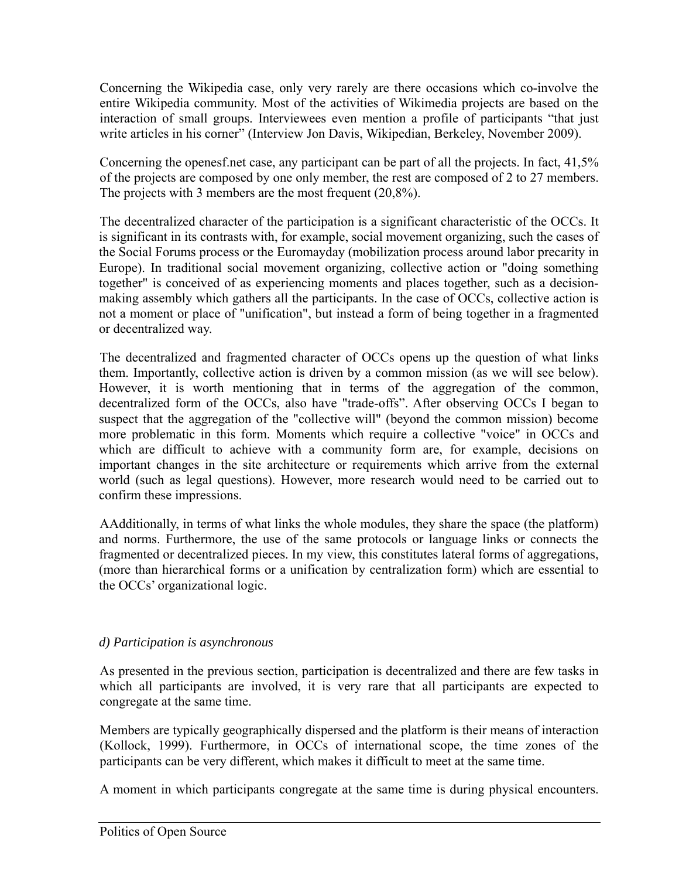Concerning the Wikipedia case, only very rarely are there occasions which co-involve the entire Wikipedia community. Most of the activities of Wikimedia projects are based on the interaction of small groups. Interviewees even mention a profile of participants "that just write articles in his corner" (Interview Jon Davis, Wikipedian, Berkeley, November 2009).

Concerning the openesf.net case, any participant can be part of all the projects. In fact, 41,5% of the projects are composed by one only member, the rest are composed of 2 to 27 members. The projects with 3 members are the most frequent (20,8%).

The decentralized character of the participation is a significant characteristic of the OCCs. It is significant in its contrasts with, for example, social movement organizing, such the cases of the Social Forums process or the Euromayday (mobilization process around labor precarity in Europe). In traditional social movement organizing, collective action or "doing something together" is conceived of as experiencing moments and places together, such as a decision-making assembly which gathers all the participants. In the case of OCCs, collective action is not a moment or place of "unification", but instead a form of being together in a fragmented or decentralized way.

The decentralized and fragmented character of OCCs opens up the question of what links them. Importantly, collective action is driven by a common mission (as we will see below). However, it is worth mentioning that in terms of the aggregation of the common, decentralized form of the OCCs, also have "trade-offs". After observing OCCs I began to suspect that the aggregation of the "collective will" (beyond the common mission) become more problematic in this form. Moments which require a collective "voice" in OCCs and which are difficult to achieve with a community form are, for example, decisions on important changes in the site architecture or requirements which arrive from the external world (such as legal questions). However, more research would need to be carried out to confirm these impressions.

AAdditionally, in terms of what links the whole modules, they share the space (the platform) and norms. Furthermore, the use of the same protocols or language links or connects the fragmented or decentralized pieces. In my view, this constitutes lateral forms of aggregations, (more than hierarchical forms or a unification by centralization form) which are essential to the OCCs' organizational logic.

*d) Participation is asynchronous*

As presented in the previous section, participation is decentralized and there are few tasks in which all participants are involved, it is very rare that all participants are expected to congregate at the same time.

Members are typically geographically dispersed and the platform is their means of interaction (Kollock, 1999). Furthermore, in OCCs of international scope, the time zones of the participants can be very different, which makes it difficult to meet at the same time.

A moment in which participants congregate at the same time is during physical encounters.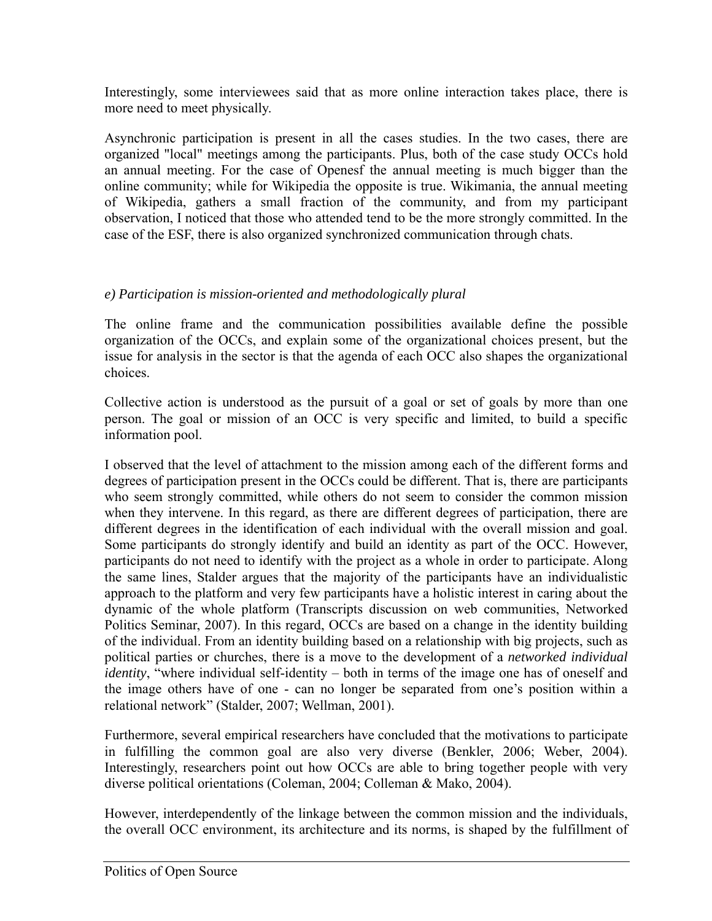Interestingly, some interviewees said that as more online interaction takes place, there is more need to meet physically.

Asynchronic participation is present in all the cases studies. In the two cases, there are organized "local" meetings among the participants. Plus, both of the case study OCCs hold an annual meeting. For the case of Openesf the annual meeting is much bigger than the online community; while for Wikipedia the opposite is true. Wikimania, the annual meeting of Wikipedia, gathers a small fraction of the community, and from my participant observation, I noticed that those who attended tend to be the more strongly committed. In the case of the ESF, there is also organized synchronized communication through chats.

*e) Participation is mission-oriented and methodologically plural*

The online frame and the communication possibilities available define the possible organization of the OCCs, and explain some of the organizational choices present, but the issue for analysis in the sector is that the agenda of each OCC also shapes the organizational choices.

Collective action is understood as the pursuit of a goal or set of goals by more than one person. The goal or mission of an OCC is very specific and limited, to build a specific information pool.

I observed that the level of attachment to the mission among each of the different forms and degrees of participation present in the OCCs could be different. That is, there are participants who seem strongly committed, while others do not seem to consider the common mission when they intervene. In this regard, as there are different degrees of participation, there are different degrees in the identification of each individual with the overall mission and goal. Some participants do strongly identify and build an identity as part of the OCC. However, participants do not need to identify with the project as a whole in order to participate. Along the same lines, Stalder argues that the majority of the participants have an individualistic approach to the platform and very few participants have a holistic interest in caring about the dynamic of the whole platform (Transcripts discussion on web communities, Networked Politics Seminar, 2007). In this regard, OCCs are based on a change in the identity building of the individual. From an identity building based on a relationship with big projects, such as political parties or churches, there is a move to the development of a *networked individual identity*, "where individual self-identity – both in terms of the image one has of oneself and the image others have of one - can no longer be separated from one's position within a relational network" (Stalder, 2007; Wellman, 2001).

Furthermore, several empirical researchers have concluded that the motivations to participate in fulfilling the common goal are also very diverse (Benkler, 2006; Weber, 2004). Interestingly, researchers point out how OCCs are able to bring together people with very diverse political orientations (Coleman, 2004; Colleman & Mako, 2004).

However, interdependently of the linkage between the common mission and the individuals, the overall OCC environment, its architecture and its norms, is shaped by the fulfillment of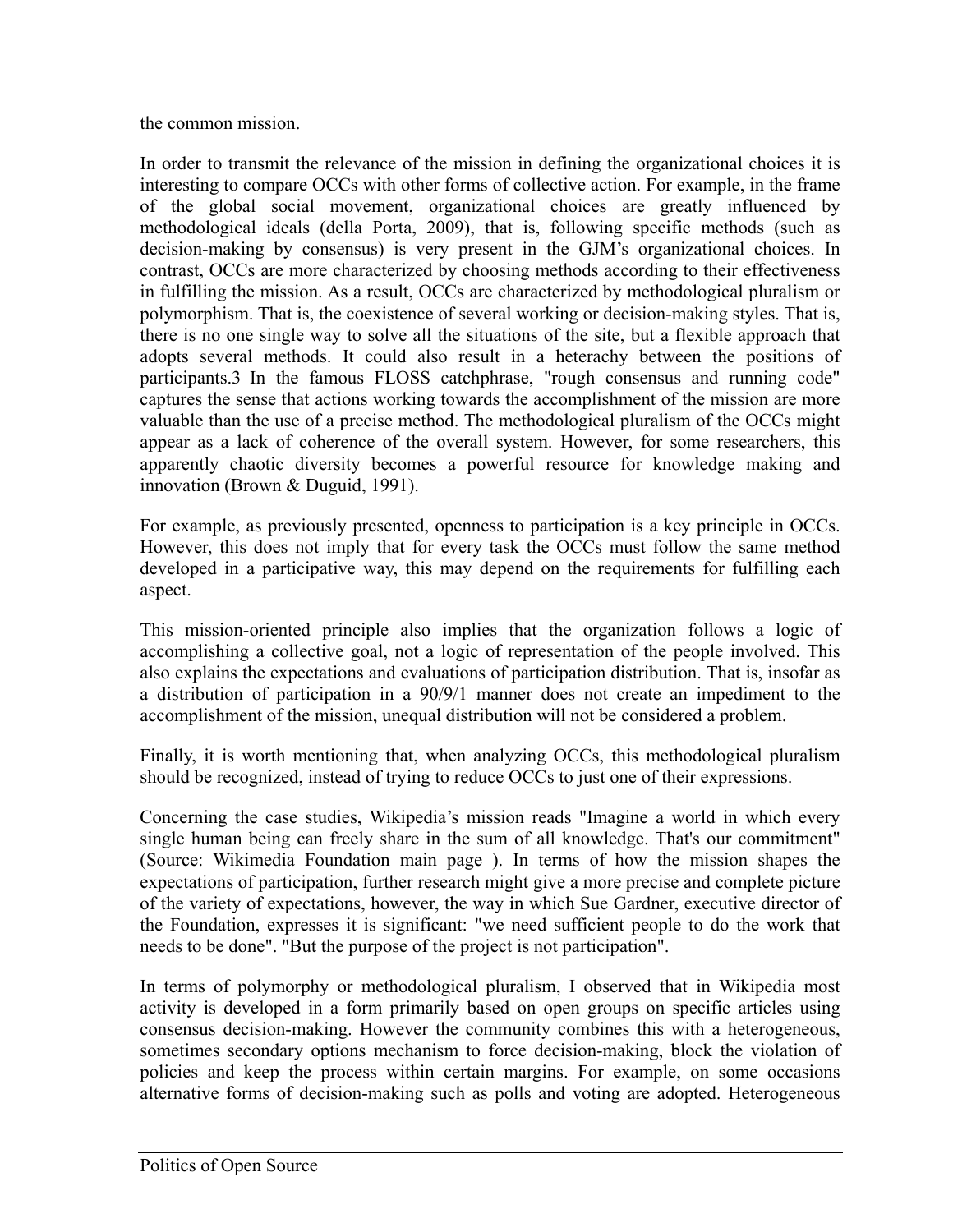the common mission.

In order to transmit the relevance of the mission in defining the organizational choices it is interesting to compare OCCs with other forms of collective action. For example, in the frame of the global social movement, organizational choices are greatly influenced by methodological ideals (della Porta, 2009), that is, following specific methods (such as decision-making by consensus) is very present in the GJM's organizational choices. In contrast, OCCs are more characterized by choosing methods according to their effectiveness in fulfilling the mission. As a result, OCCs are characterized by methodological pluralism or polymorphism. That is, the coexistence of several working or decision-making styles. That is, there is no one single way to solve all the situations of the site, but a flexible approach that adopts several methods. It could also result in a heterachy between the positions of participants.[3] In the famous FLOSS catchphrase, "rough consensus and running code" captures the sense that actions working towards the accomplishment of the mission are more valuable than the use of a precise method. The methodological pluralism of the OCCs might appear as a lack of coherence of the overall system. However, for some researchers, this apparently chaotic diversity becomes a powerful resource for knowledge making and innovation (Brown & Duguid, 1991).

For example, as previously presented, openness to participation is a key principle in OCCs. However, this does not imply that for every task the OCCs must follow the same method developed in a participative way, this may depend on the requirements for fulfilling each aspect.

This mission-oriented principle also implies that the organization follows a logic of accomplishing a collective goal, not a logic of representation of the people involved. This also explains the expectations and evaluations of participation distribution. That is, insofar as a distribution of participation in a 90/9/1 manner does not create an impediment to the accomplishment of the mission, unequal distribution will not be considered a problem.

Finally, it is worth mentioning that, when analyzing OCCs, this methodological pluralism should be recognized, instead of trying to reduce OCCs to just one of their expressions.

Concerning the case studies, Wikipedia's mission reads "Imagine a world in which every single human being can freely share in the sum of all knowledge. That's our commitment" (Source: Wikimedia Foundation main page ). In terms of how the mission shapes the expectations of participation, further research might give a more precise and complete picture of the variety of expectations, however, the way in which Sue Gardner, executive director of the Foundation, expresses it is significant: "we need sufficient people to do the work that needs to be done". "But the purpose of the project is not participation".

In terms of polymorphy or methodological pluralism, I observed that in Wikipedia most activity is developed in a form primarily based on open groups on specific articles using consensus decision-making. However the community combines this with a heterogeneous, sometimes secondary options mechanism to force decision-making, block the violation of policies and keep the process within certain margins. For example, on some occasions alternative forms of decision-making such as polls and voting are adopted. Heterogeneous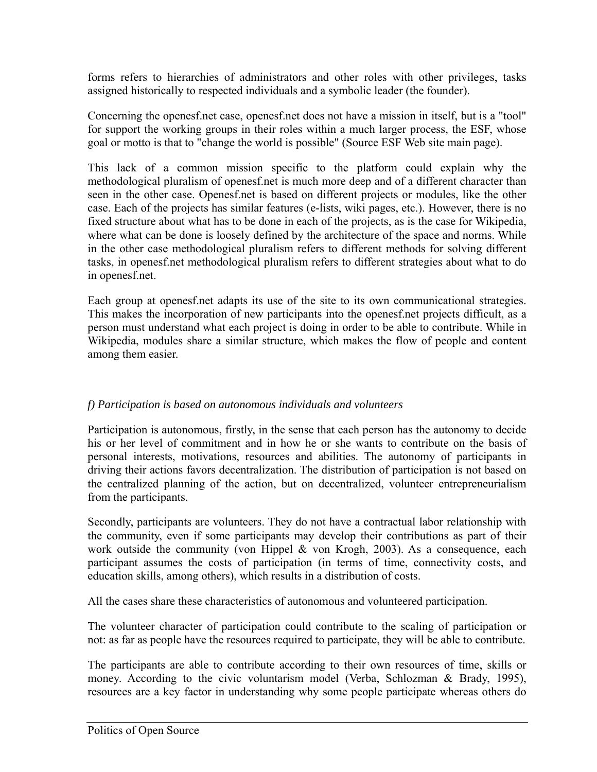forms refers to hierarchies of administrators and other roles with other privileges, tasks assigned historically to respected individuals and a symbolic leader (the founder).

Concerning the openesf.net case, openesf.net does not have a mission in itself, but is a "tool" for support the working groups in their roles within a much larger process, the ESF, whose goal or motto is that to "change the world is possible" (Source ESF Web site main page).

This lack of a common mission specific to the platform could explain why the methodological pluralism of openesf.net is much more deep and of a different character than seen in the other case. Openesf.net is based on different projects or modules, like the other case. Each of the projects has similar features (e-lists, wiki pages, etc.). However, there is no fixed structure about what has to be done in each of the projects, as is the case for Wikipedia, where what can be done is loosely defined by the architecture of the space and norms. While in the other case methodological pluralism refers to different methods for solving different tasks, in openesf.net methodological pluralism refers to different strategies about what to do in openesf.net.

Each group at openesf.net adapts its use of the site to its own communicational strategies. This makes the incorporation of new participants into the openesf.net projects difficult, as a person must understand what each project is doing in order to be able to contribute. While in Wikipedia, modules share a similar structure, which makes the flow of people and content among them easier.

*f) Participation is based on autonomous individuals and volunteers*

Participation is autonomous, firstly, in the sense that each person has the autonomy to decide his or her level of commitment and in how he or she wants to contribute on the basis of personal interests, motivations, resources and abilities. The autonomy of participants in driving their actions favors decentralization. The distribution of participation is not based on the centralized planning of the action, but on decentralized, volunteer entrepreneurialism from the participants.

Secondly, participants are volunteers. They do not have a contractual labor relationship with the community, even if some participants may develop their contributions as part of their work outside the community (von Hippel & von Krogh, 2003). As a consequence, each participant assumes the costs of participation (in terms of time, connectivity costs, and education skills, among others), which results in a distribution of costs.

All the cases share these characteristics of autonomous and volunteered participation.

The volunteer character of participation could contribute to the scaling of participation or not: as far as people have the resources required to participate, they will be able to contribute.

The participants are able to contribute according to their own resources of time, skills or money. According to the civic voluntarism model (Verba, Schlozman & Brady, 1995), resources are a key factor in understanding why some people participate whereas others do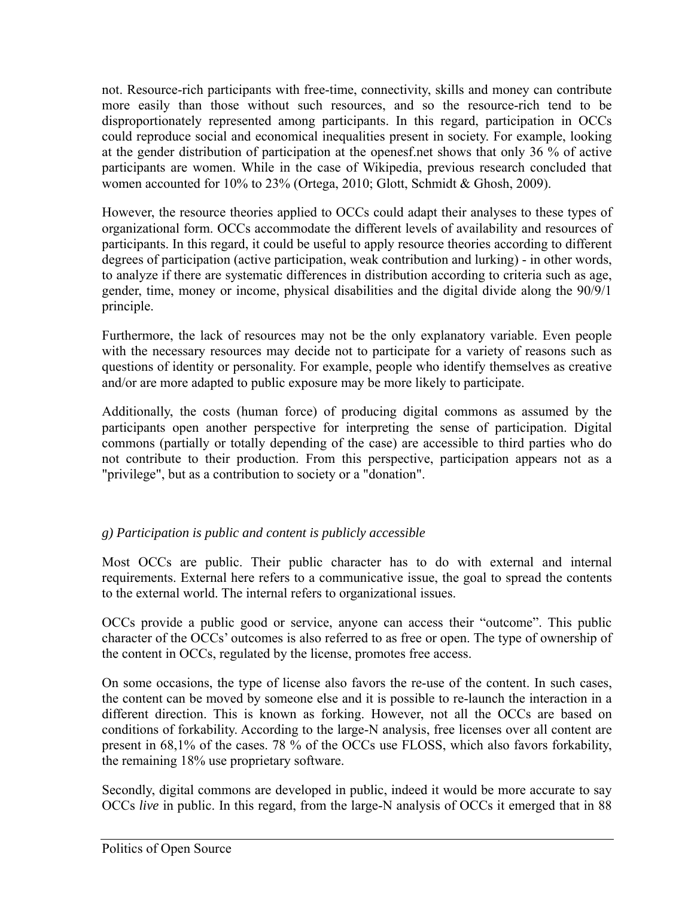not. Resource-rich participants with free-time, connectivity, skills and money can contribute more easily than those without such resources, and so the resource-rich tend to be disproportionately represented among participants. In this regard, participation in OCCs could reproduce social and economical inequalities present in society. For example, looking at the gender distribution of participation at the openesf.net shows that only 36 % of active participants are women. While in the case of Wikipedia, previous research concluded that women accounted for 10% to 23% (Ortega, 2010; Glott, Schmidt & Ghosh, 2009).

However, the resource theories applied to OCCs could adapt their analyses to these types of organizational form. OCCs accommodate the different levels of availability and resources of participants. In this regard, it could be useful to apply resource theories according to different degrees of participation (active participation, weak contribution and lurking) - in other words, to analyze if there are systematic differences in distribution according to criteria such as age, gender, time, money or income, physical disabilities and the digital divide along the 90/9/1 principle.

Furthermore, the lack of resources may not be the only explanatory variable. Even people with the necessary resources may decide not to participate for a variety of reasons such as questions of identity or personality. For example, people who identify themselves as creative and/or are more adapted to public exposure may be more likely to participate.

Additionally, the costs (human force) of producing digital commons as assumed by the participants open another perspective for interpreting the sense of participation. Digital commons (partially or totally depending of the case) are accessible to third parties who do not contribute to their production. From this perspective, participation appears not as a "privilege", but as a contribution to society or a "donation".

*g) Participation is public and content is publicly accessible*

Most OCCs are public. Their public character has to do with external and internal requirements. External here refers to a communicative issue, the goal to spread the contents to the external world. The internal refers to organizational issues.

OCCs provide a public good or service, anyone can access their "outcome". This public character of the OCCs' outcomes is also referred to as free or open. The type of ownership of the content in OCCs, regulated by the license, promotes free access.

On some occasions, the type of license also favors the re-use of the content. In such cases, the content can be moved by someone else and it is possible to re-launch the interaction in a different direction. This is known as forking. However, not all the OCCs are based on conditions of forkability. According to the large-N analysis, free licenses over all content are present in 68,1% of the cases. 78 % of the OCCs use FLOSS, which also favors forkability, the remaining 18% use proprietary software.

Secondly, digital commons are developed in public, indeed it would be more accurate to say OCCs *live* in public. In this regard, from the large-N analysis of OCCs it emerged that in 88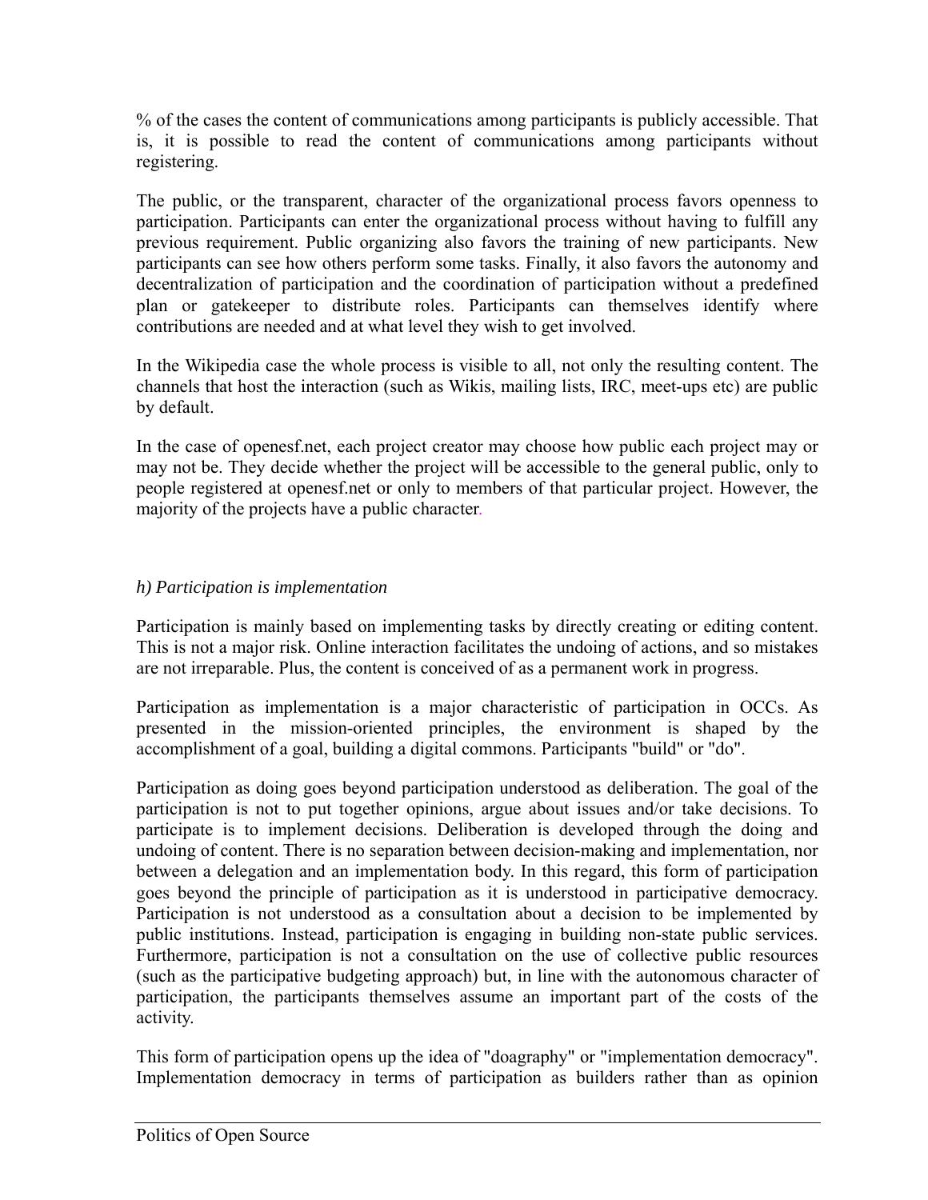% of the cases the content of communications among participants is publicly accessible. That is, it is possible to read the content of communications among participants without registering.

The public, or the transparent, character of the organizational process favors openness to participation. Participants can enter the organizational process without having to fulfill any previous requirement. Public organizing also favors the training of new participants. New participants can see how others perform some tasks. Finally, it also favors the autonomy and decentralization of participation and the coordination of participation without a predefined plan or gatekeeper to distribute roles. Participants can themselves identify where contributions are needed and at what level they wish to get involved.

In the Wikipedia case the whole process is visible to all, not only the resulting content. The channels that host the interaction (such as Wikis, mailing lists, IRC, meet-ups etc) are public by default.

In the case of openesf.net, each project creator may choose how public each project may or may not be. They decide whether the project will be accessible to the general public, only to people registered at openesf.net or only to members of that particular project. However, the majority of the projects have a public character.

*h) Participation is implementation*

Participation is mainly based on implementing tasks by directly creating or editing content. This is not a major risk. Online interaction facilitates the undoing of actions, and so mistakes are not irreparable. Plus, the content is conceived of as a permanent work in progress.

Participation as implementation is a major characteristic of participation in OCCs. As presented in the mission-oriented principles, the environment is shaped by the accomplishment of a goal, building a digital commons. Participants "build" or "do".

Participation as doing goes beyond participation understood as deliberation. The goal of the participation is not to put together opinions, argue about issues and/or take decisions. To participate is to implement decisions. Deliberation is developed through the doing and undoing of content. There is no separation between decision-making and implementation, nor between a delegation and an implementation body. In this regard, this form of participation goes beyond the principle of participation as it is understood in participative democracy. Participation is not understood as a consultation about a decision to be implemented by public institutions. Instead, participation is engaging in building non-state public services. Furthermore, participation is not a consultation on the use of collective public resources (such as the participative budgeting approach) but, in line with the autonomous character of participation, the participants themselves assume an important part of the costs of the activity.

This form of participation opens up the idea of "doagraphy" or "implementation democracy". Implementation democracy in terms of participation as builders rather than as opinion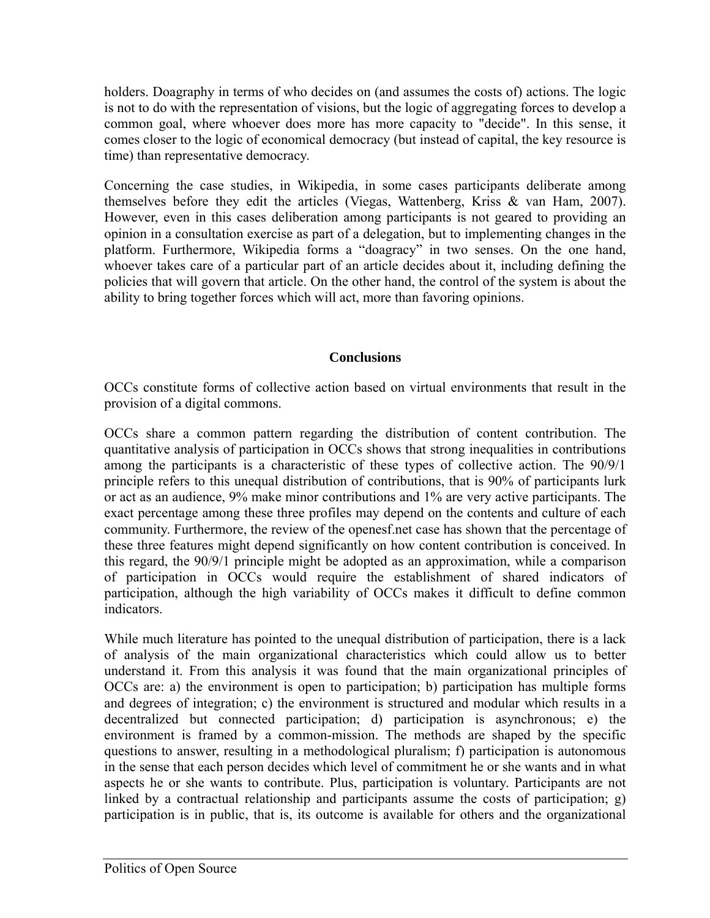holders. Doagraphy in terms of who decides on (and assumes the costs of) actions. The logic is not to do with the representation of visions, but the logic of aggregating forces to develop a common goal, where whoever does more has more capacity to "decide". In this sense, it comes closer to the logic of economical democracy (but instead of capital, the key resource is time) than representative democracy.

Concerning the case studies, in Wikipedia, in some cases participants deliberate among themselves before they edit the articles (Viegas, Wattenberg, Kriss & van Ham, 2007). However, even in this cases deliberation among participants is not geared to providing an opinion in a consultation exercise as part of a delegation, but to implementing changes in the platform. Furthermore, Wikipedia forms a “doagracy” in two senses. On the one hand, whoever takes care of a particular part of an article decides about it, including defining the policies that will govern that article. On the other hand, the control of the system is about the ability to bring together forces which will act, more than favoring opinions.

## Conclusions

OCCs constitute forms of collective action based on virtual environments that result in the provision of a digital commons.

OCCs share a common pattern regarding the distribution of content contribution. The quantitative analysis of participation in OCCs shows that strong inequalities in contributions among the participants is a characteristic of these types of collective action. The 90/9/1 principle refers to this unequal distribution of contributions, that is 90% of participants lurk or act as an audience, 9% make minor contributions and 1% are very active participants. The exact percentage among these three profiles may depend on the contents and culture of each community. Furthermore, the review of the openesf.net case has shown that the percentage of these three features might depend significantly on how content contribution is conceived. In this regard, the 90/9/1 principle might be adopted as an approximation, while a comparison of participation in OCCs would require the establishment of shared indicators of participation, although the high variability of OCCs makes it difficult to define common indicators.

While much literature has pointed to the unequal distribution of participation, there is a lack of analysis of the main organizational characteristics which could allow us to better understand it. From this analysis it was found that the main organizational principles of OCCs are: a) the environment is open to participation; b) participation has multiple forms and degrees of integration; c) the environment is structured and modular which results in a decentralized but connected participation; d) participation is asynchronous; e) the environment is framed by a common-mission. The methods are shaped by the specific questions to answer, resulting in a methodological pluralism; f) participation is autonomous in the sense that each person decides which level of commitment he or she wants and in what aspects he or she wants to contribute. Plus, participation is voluntary. Participants are not linked by a contractual relationship and participants assume the costs of participation; g) participation is in public, that is, its outcome is available for others and the organizational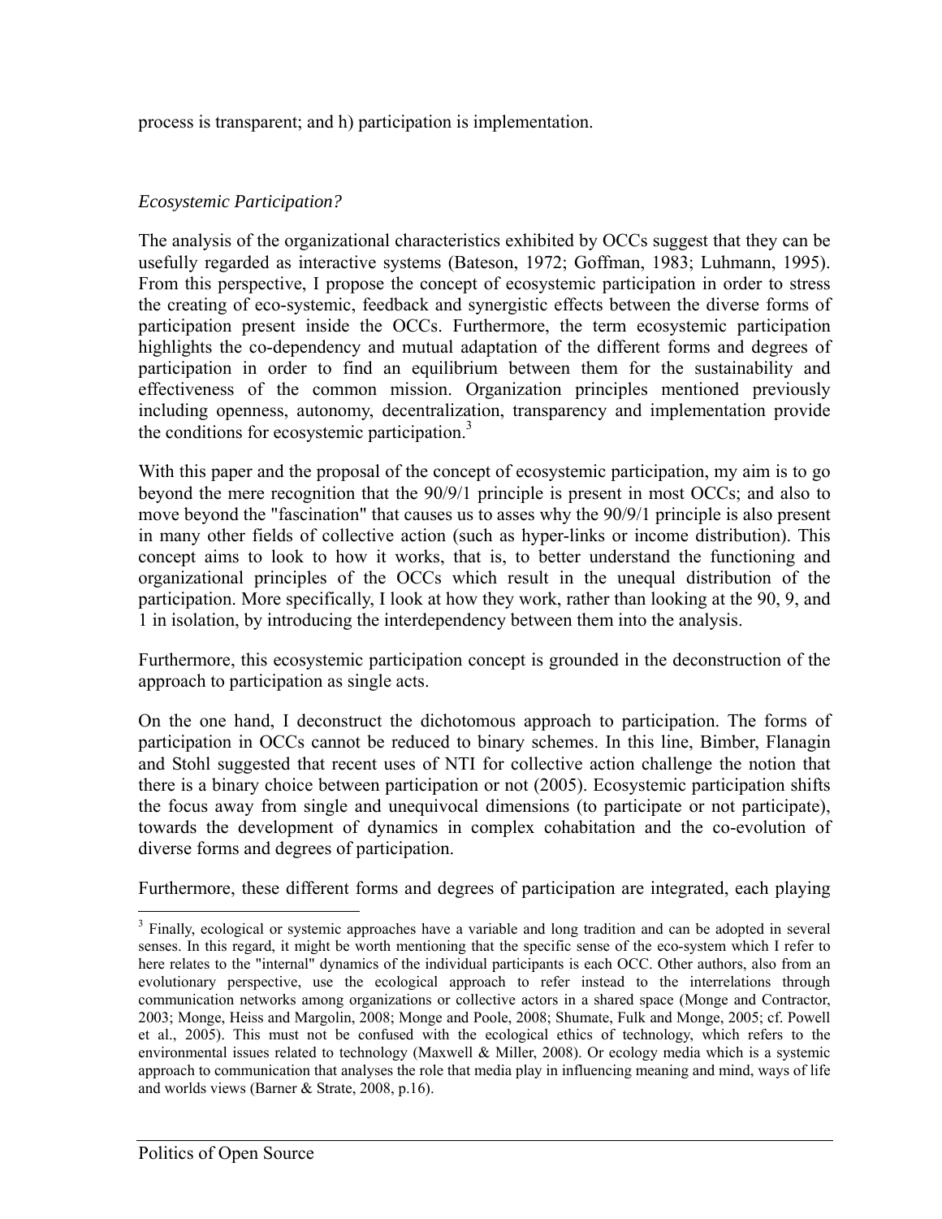process is transparent; and h) participation is implementation.

*Ecosystemic Participation?*

The analysis of the organizational characteristics exhibited by OCCs suggest that they can be usefully regarded as interactive systems (Bateson, 1972; Goffman, 1983; Luhmann, 1995). From this perspective, I propose the concept of ecosystemic participation in order to stress the creating of eco-systemic, feedback and synergistic effects between the diverse forms of participation present inside the OCCs. Furthermore, the term ecosystemic participation highlights the co-dependency and mutual adaptation of the different forms and degrees of participation in order to find an equilibrium between them for the sustainability and effectiveness of the common mission. Organization principles mentioned previously including openness, autonomy, decentralization, transparency and implementation provide the conditions for ecosystemic participation.[3]

With this paper and the proposal of the concept of ecosystemic participation, my aim is to go beyond the mere recognition that the 90/9/1 principle is present in most OCCs; and also to move beyond the "fascination" that causes us to asses why the 90/9/1 principle is also present in many other fields of collective action (such as hyper-links or income distribution). This concept aims to look to how it works, that is, to better understand the functioning and organizational principles of the OCCs which result in the unequal distribution of the participation. More specifically, I look at how they work, rather than looking at the 90, 9, and 1 in isolation, by introducing the interdependency between them into the analysis.

Furthermore, this ecosystemic participation concept is grounded in the deconstruction of the approach to participation as single acts.

On the one hand, I deconstruct the dichotomous approach to participation. The forms of participation in OCCs cannot be reduced to binary schemes. In this line, Bimber, Flanagin and Stohl suggested that recent uses of NTI for collective action challenge the notion that there is a binary choice between participation or not (2005). Ecosystemic participation shifts the focus away from single and unequivocal dimensions (to participate or not participate), towards the development of dynamics in complex cohabitation and the co-evolution of diverse forms and degrees of participation.

Furthermore, these different forms and degrees of participation are integrated, each playing

---

[3] Finally, ecological or systemic approaches have a variable and long tradition and can be adopted in several senses. In this regard, it might be worth mentioning that the specific sense of the eco-system which I refer to here relates to the "internal" dynamics of the individual participants is each OCC. Other authors, also from an evolutionary perspective, use the ecological approach to refer instead to the interrelations through communication networks among organizations or collective actors in a shared space (Monge and Contractor, 2003; Monge, Heiss and Margolin, 2008; Monge and Poole, 2008; Shumate, Fulk and Monge, 2005; cf. Powell et al., 2005). This must not be confused with the ecological ethics of technology, which refers to the environmental issues related to technology (Maxwell & Miller, 2008). Or ecology media which is a systemic approach to communication that analyses the role that media play in influencing meaning and mind, ways of life and worlds views (Barner & Strate, 2008, p.16).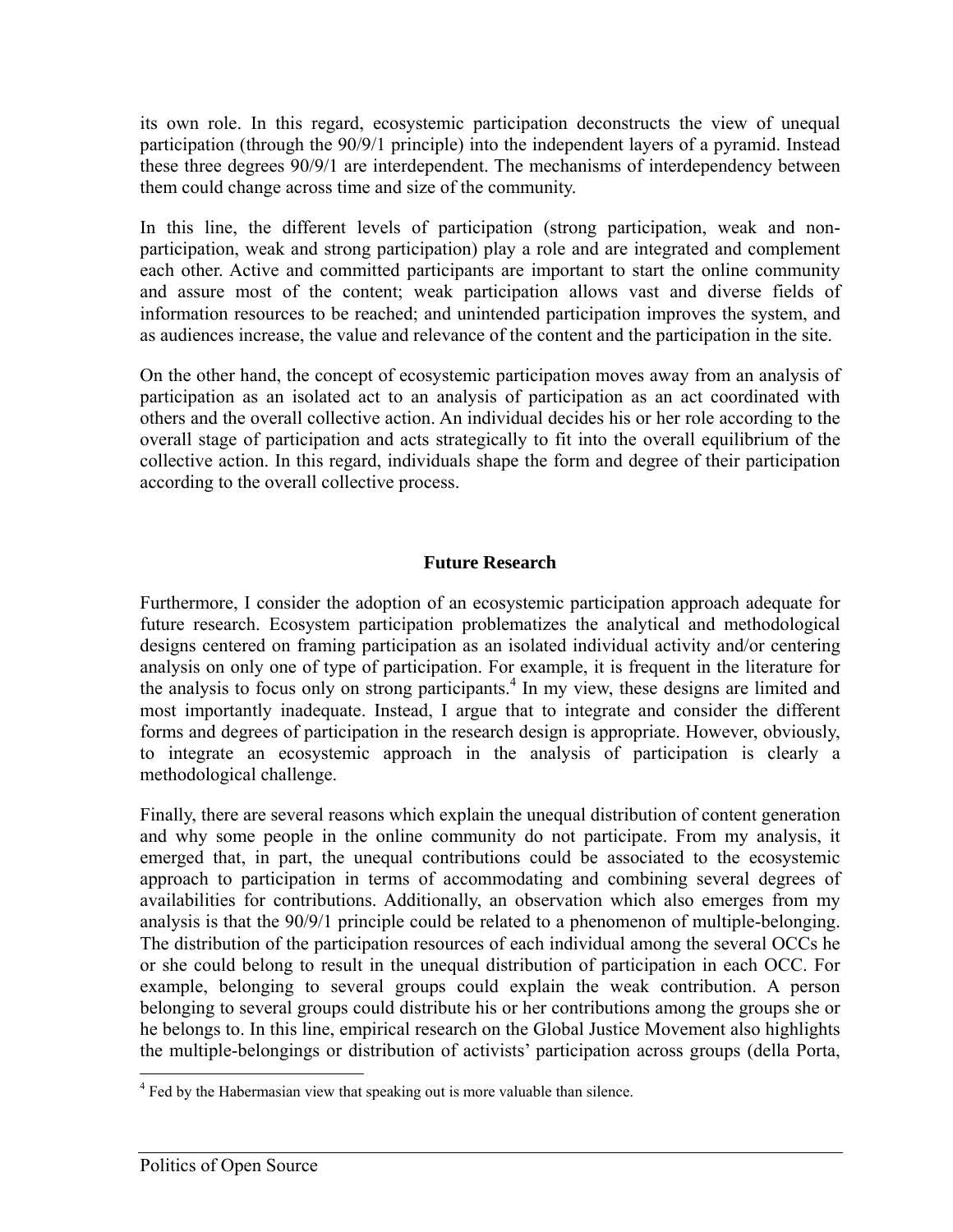its own role. In this regard, ecosystemic participation deconstructs the view of unequal participation (through the 90/9/1 principle) into the independent layers of a pyramid. Instead these three degrees 90/9/1 are interdependent. The mechanisms of interdependency between them could change across time and size of the community.

In this line, the different levels of participation (strong participation, weak and non-participation, weak and strong participation) play a role and are integrated and complement each other. Active and committed participants are important to start the online community and assure most of the content; weak participation allows vast and diverse fields of information resources to be reached; and unintended participation improves the system, and as audiences increase, the value and relevance of the content and the participation in the site.

On the other hand, the concept of ecosystemic participation moves away from an analysis of participation as an isolated act to an analysis of participation as an act coordinated with others and the overall collective action. An individual decides his or her role according to the overall stage of participation and acts strategically to fit into the overall equilibrium of the collective action. In this regard, individuals shape the form and degree of their participation according to the overall collective process.

## Future Research

Furthermore, I consider the adoption of an ecosystemic participation approach adequate for future research. Ecosystem participation problematizes the analytical and methodological designs centered on framing participation as an isolated individual activity and/or centering analysis on only one of type of participation. For example, it is frequent in the literature for the analysis to focus only on strong participants.[4] In my view, these designs are limited and most importantly inadequate. Instead, I argue that to integrate and consider the different forms and degrees of participation in the research design is appropriate. However, obviously, to integrate an ecosystemic approach in the analysis of participation is clearly a methodological challenge.

Finally, there are several reasons which explain the unequal distribution of content generation and why some people in the online community do not participate. From my analysis, it emerged that, in part, the unequal contributions could be associated to the ecosystemic approach to participation in terms of accommodating and combining several degrees of availabilities for contributions. Additionally, an observation which also emerges from my analysis is that the 90/9/1 principle could be related to a phenomenon of multiple-belonging. The distribution of the participation resources of each individual among the several OCCs he or she could belong to result in the unequal distribution of participation in each OCC. For example, belonging to several groups could explain the weak contribution. A person belonging to several groups could distribute his or her contributions among the groups she or he belongs to. In this line, empirical research on the Global Justice Movement also highlights the multiple-belongings or distribution of activists' participation across groups (della Porta,

[4] Fed by the Habermasian view that speaking out is more valuable than silence.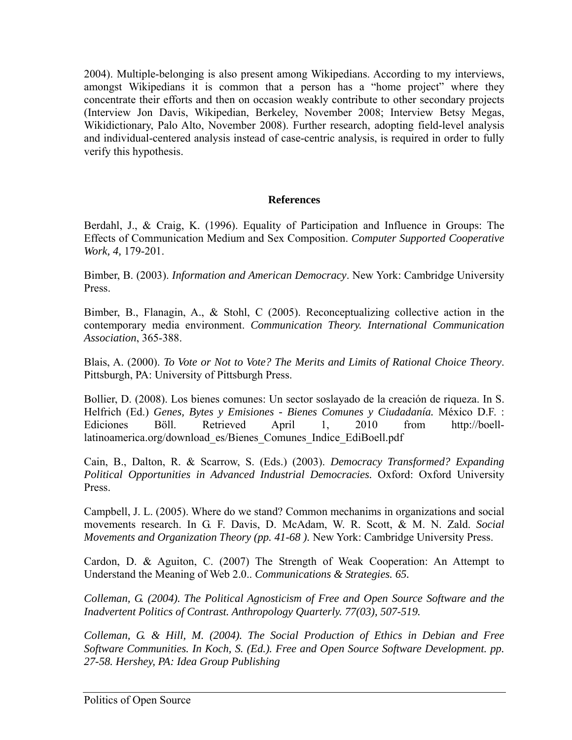2004). Multiple-belonging is also present among Wikipedians. According to my interviews, amongst Wikipedians it is common that a person has a "home project" where they concentrate their efforts and then on occasion weakly contribute to other secondary projects (Interview Jon Davis, Wikipedian, Berkeley, November 2008; Interview Betsy Megas, Wikidictionary, Palo Alto, November 2008). Further research, adopting field-level analysis and individual-centered analysis instead of case-centric analysis, is required in order to fully verify this hypothesis.

## References

Berdahl, J., & Craig, K. (1996). Equality of Participation and Influence in Groups: The Effects of Communication Medium and Sex Composition. *Computer Supported Cooperative Work, 4,* 179-201.

Bimber, B. (2003). *Information and American Democracy*. New York: Cambridge University Press.

Bimber, B., Flanagin, A., & Stohl, C (2005). Reconceptualizing collective action in the contemporary media environment. *Communication Theory. International Communication Association*, 365-388.

Blais, A. (2000). *To Vote or Not to Vote? The Merits and Limits of Rational Choice Theory*. Pittsburgh, PA: University of Pittsburgh Press.

Bollier, D. (2008). Los bienes comunes: Un sector soslayado de la creación de riqueza. In S. Helfrich (Ed.) *Genes, Bytes y Emisiones - Bienes Comunes y Ciudadanía.* México D.F. : Ediciones Böll. Retrieved April 1, 2010 from http://boell-latinoamerica.org/download_es/Bienes_Comunes_Indice_EdiBoell.pdf

Cain, B., Dalton, R. & Scarrow, S. (Eds.) (2003). *Democracy Transformed? Expanding Political Opportunities in Advanced Industrial Democracies.* Oxford: Oxford University Press.

Campbell, J. L. (2005). Where do we stand? Common mechanims in organizations and social movements research. In G. F. Davis, D. McAdam, W. R. Scott, & M. N. Zald. *Social Movements and Organization Theory (pp. 41-68 ).* New York: Cambridge University Press.

Cardon, D. & Aguiton, C. (2007) The Strength of Weak Cooperation: An Attempt to Understand the Meaning of Web 2.0.. *Communications & Strategies. 65.*

*Colleman, G. (2004). The Political Agnosticism of Free and Open Source Software and the Inadvertent Politics of Contrast. Anthropology Quarterly. 77(03), 507-519.*

*Colleman, G. & Hill, M. (2004). The Social Production of Ethics in Debian and Free Software Communities. In Koch, S. (Ed.). Free and Open Source Software Development. pp. 27-58. Hershey, PA: Idea Group Publishing*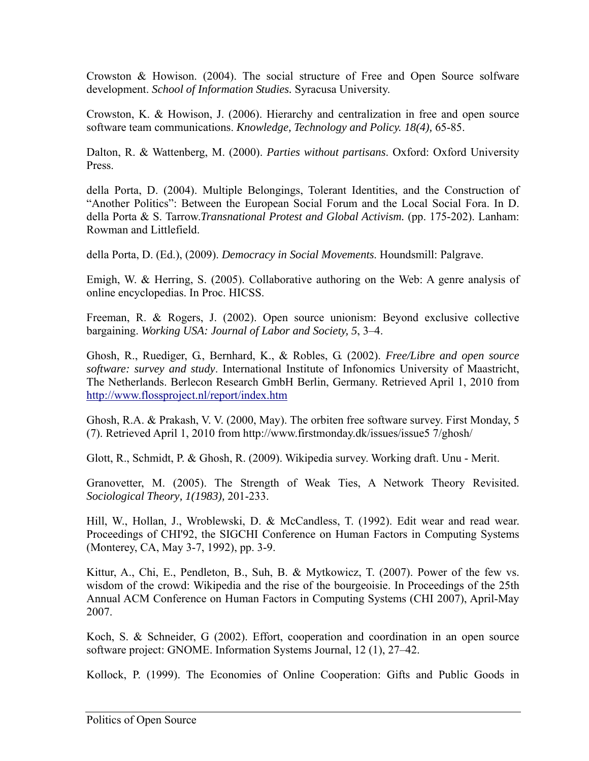Crowston & Howison. (2004). The social structure of Free and Open Source solfware development. *School of Information Studies.* Syracusa University.

Crowston, K. & Howison, J. (2006). Hierarchy and centralization in free and open source software team communications. *Knowledge, Technology and Policy. 18(4),* 65-85.

Dalton, R. & Wattenberg, M. (2000). *Parties without partisans*. Oxford: Oxford University Press.

della Porta, D. (2004). Multiple Belongings, Tolerant Identities, and the Construction of "Another Politics": Between the European Social Forum and the Local Social Fora. In D. della Porta & S. Tarrow.*Transnational Protest and Global Activism.* (pp. 175-202). Lanham: Rowman and Littlefield.

della Porta, D. (Ed.), (2009). *Democracy in Social Movements*. Houndsmill: Palgrave.

Emigh, W. & Herring, S. (2005). Collaborative authoring on the Web: A genre analysis of online encyclopedias. In Proc. HICSS.

Freeman, R. & Rogers, J. (2002). Open source unionism: Beyond exclusive collective bargaining. *Working USA: Journal of Labor and Society, 5*, 3–4.

Ghosh, R., Ruediger, G., Bernhard, K., & Robles, G. (2002). *Free/Libre and open source software: survey and study*. International Institute of Infonomics University of Maastricht, The Netherlands. Berlecon Research GmbH Berlin, Germany. Retrieved April 1, 2010 from http://www.flossproject.nl/report/index.htm

Ghosh, R.A. & Prakash, V. V. (2000, May). The orbiten free software survey. First Monday, 5 (7). Retrieved April 1, 2010 from http://www.firstmonday.dk/issues/issue5 7/ghosh/

Glott, R., Schmidt, P. & Ghosh, R. (2009). Wikipedia survey. Working draft. Unu - Merit.

Granovetter, M. (2005). The Strength of Weak Ties, A Network Theory Revisited. *Sociological Theory, 1(1983),* 201-233.

Hill, W., Hollan, J., Wroblewski, D. & McCandless, T. (1992). Edit wear and read wear. Proceedings of CHI'92, the SIGCHI Conference on Human Factors in Computing Systems (Monterey, CA, May 3-7, 1992), pp. 3-9.

Kittur, A., Chi, E., Pendleton, B., Suh, B. & Mytkowicz, T. (2007). Power of the few vs. wisdom of the crowd: Wikipedia and the rise of the bourgeoisie. In Proceedings of the 25th Annual ACM Conference on Human Factors in Computing Systems (CHI 2007), April-May 2007.

Koch, S. & Schneider, G (2002). Effort, cooperation and coordination in an open source software project: GNOME. Information Systems Journal, 12 (1), 27–42.

Kollock, P. (1999). The Economies of Online Cooperation: Gifts and Public Goods in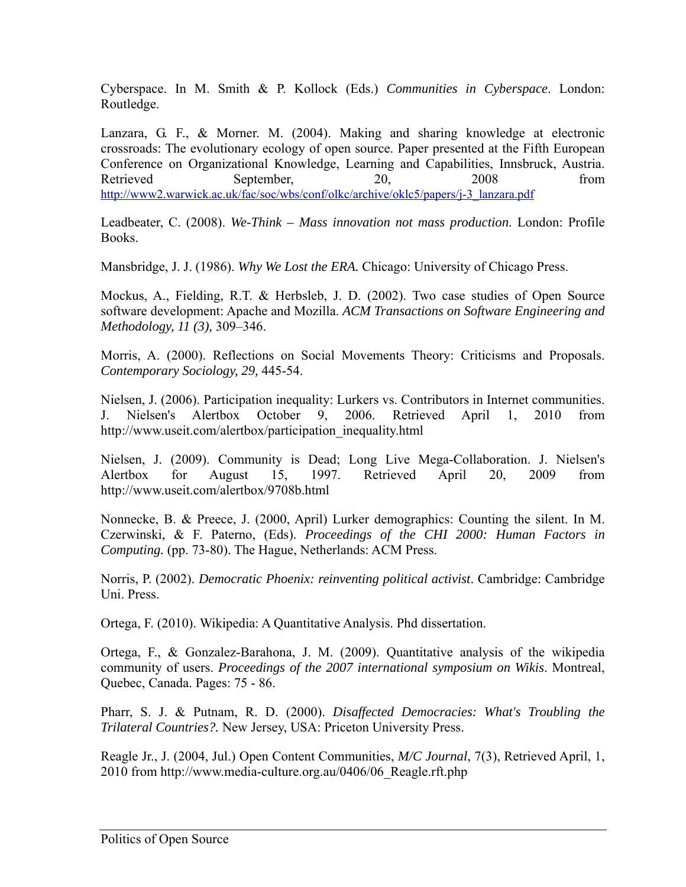Cyberspace. In M. Smith & P. Kollock (Eds.) *Communities in Cyberspace*. London: Routledge.

Lanzara, G. F., & Morner. M. (2004). Making and sharing knowledge at electronic crossroads: The evolutionary ecology of open source. Paper presented at the Fifth European Conference on Organizational Knowledge, Learning and Capabilities, Innsbruck, Austria. Retrieved September, 20, 2008 from http://www2.warwick.ac.uk/fac/soc/wbs/conf/olkc/archive/oklc5/papers/j-3_lanzara.pdf

Leadbeater, C. (2008). *We-Think – Mass innovation not mass production*. London: Profile Books.

Mansbridge, J. J. (1986). *Why We Lost the ERA.* Chicago: University of Chicago Press.

Mockus, A., Fielding, R.T. & Herbsleb, J. D. (2002). Two case studies of Open Source software development: Apache and Mozilla. *ACM Transactions on Software Engineering and Methodology, 11 (3),* 309–346.

Morris, A. (2000). Reflections on Social Movements Theory: Criticisms and Proposals. *Contemporary Sociology, 29,* 445-54.

Nielsen, J. (2006). Participation inequality: Lurkers vs. Contributors in Internet communities. J. Nielsen's Alertbox October 9, 2006. Retrieved April 1, 2010 from http://www.useit.com/alertbox/participation_inequality.html

Nielsen, J. (2009). Community is Dead; Long Live Mega-Collaboration. J. Nielsen's Alertbox for August 15, 1997. Retrieved April 20, 2009 from http://www.useit.com/alertbox/9708b.html

Nonnecke, B. & Preece, J. (2000, April) Lurker demographics: Counting the silent. In M. Czerwinski, & F. Paterno, (Eds). *Proceedings of the CHI 2000: Human Factors in Computing.* (pp. 73-80). The Hague, Netherlands: ACM Press.

Norris, P. (2002). *Democratic Phoenix: reinventing political activist*. Cambridge: Cambridge Uni. Press.

Ortega, F. (2010). Wikipedia: A Quantitative Analysis. Phd dissertation.

Ortega, F., & Gonzalez-Barahona, J. M. (2009). Quantitative analysis of the wikipedia community of users. *Proceedings of the 2007 international symposium on Wikis*. Montreal, Quebec, Canada. Pages: 75 - 86.

Pharr, S. J. & Putnam, R. D. (2000). *Disaffected Democracies: What's Troubling the Trilateral Countries?.* New Jersey, USA: Priceton University Press.

Reagle Jr., J. (2004, Jul.) Open Content Communities, *M/C Journal*, 7(3), Retrieved April, 1, 2010 from http://www.media-culture.org.au/0406/06_Reagle.rft.php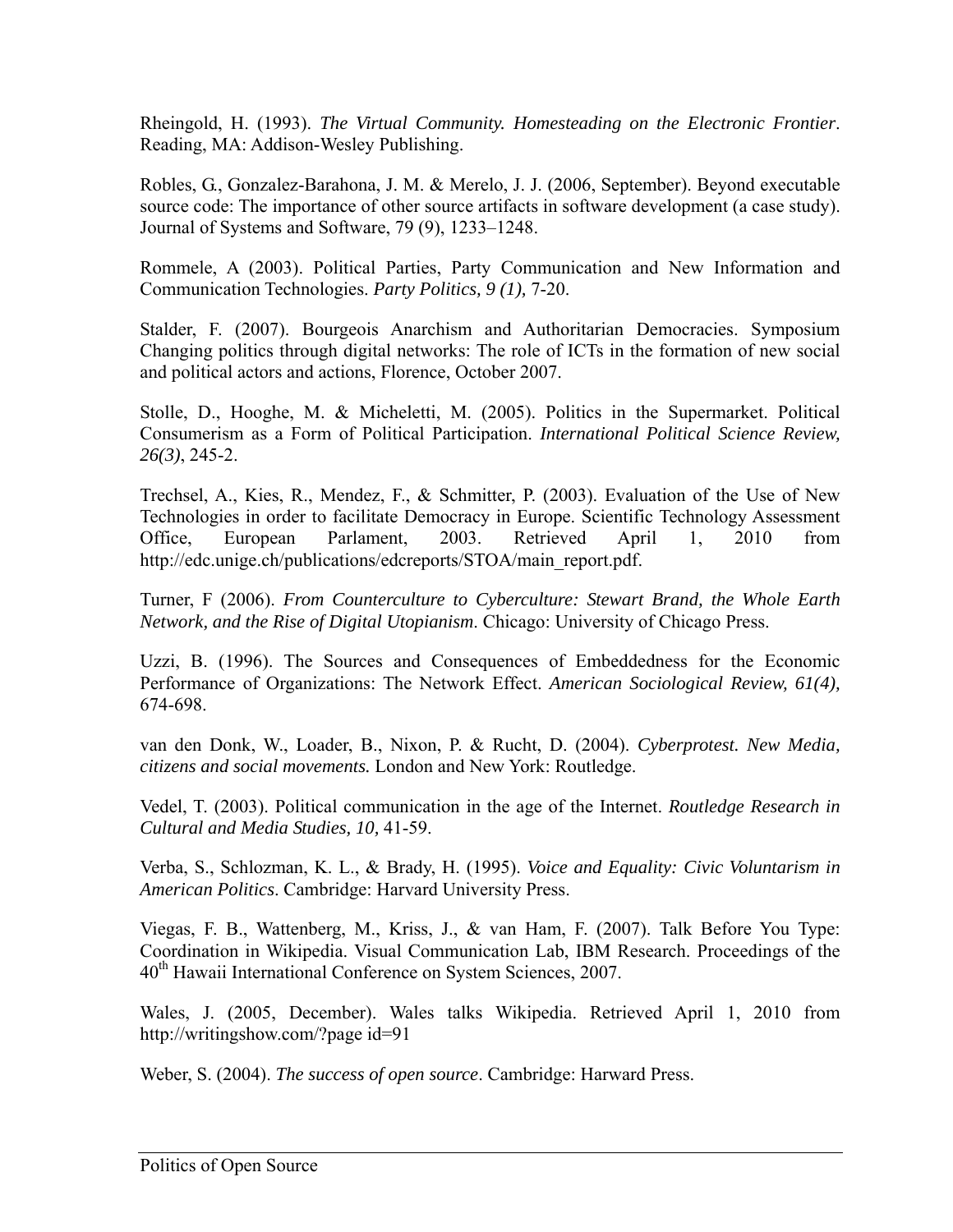Rheingold, H. (1993). *The Virtual Community. Homesteading on the Electronic Frontier*. Reading, MA: Addison-Wesley Publishing.

Robles, G., Gonzalez-Barahona, J. M. & Merelo, J. J. (2006, September). Beyond executable source code: The importance of other source artifacts in software development (a case study). Journal of Systems and Software, 79 (9), 1233–1248.

Rommele, A (2003). Political Parties, Party Communication and New Information and Communication Technologies. *Party Politics, 9 (1),* 7-20.

Stalder, F. (2007). Bourgeois Anarchism and Authoritarian Democracies. Symposium Changing politics through digital networks: The role of ICTs in the formation of new social and political actors and actions, Florence, October 2007.

Stolle, D., Hooghe, M. & Micheletti, M. (2005). Politics in the Supermarket. Political Consumerism as a Form of Political Participation. *International Political Science Review, 26(3)*, 245-2.

Trechsel, A., Kies, R., Mendez, F., & Schmitter, P. (2003). Evaluation of the Use of New Technologies in order to facilitate Democracy in Europe. Scientific Technology Assessment Office, European Parlament, 2003. Retrieved April 1, 2010 from http://edc.unige.ch/publications/edcreports/STOA/main_report.pdf.

Turner, F (2006). *From Counterculture to Cyberculture: Stewart Brand, the Whole Earth Network, and the Rise of Digital Utopianism*. Chicago: University of Chicago Press.

Uzzi, B. (1996). The Sources and Consequences of Embeddedness for the Economic Performance of Organizations: The Network Effect. *American Sociological Review, 61(4),* 674-698.

van den Donk, W., Loader, B., Nixon, P. & Rucht, D. (2004). *Cyberprotest. New Media, citizens and social movements.* London and New York: Routledge.

Vedel, T. (2003). Political communication in the age of the Internet. *Routledge Research in Cultural and Media Studies, 10,* 41-59.

Verba, S., Schlozman, K. L., & Brady, H. (1995). *Voice and Equality: Civic Voluntarism in American Politics*. Cambridge: Harvard University Press.

Viegas, F. B., Wattenberg, M., Kriss, J., & van Ham, F. (2007). Talk Before You Type: Coordination in Wikipedia. Visual Communication Lab, IBM Research. Proceedings of the 40th Hawaii International Conference on System Sciences, 2007.

Wales, J. (2005, December). Wales talks Wikipedia. Retrieved April 1, 2010 from http://writingshow.com/?page id=91

Weber, S. (2004). *The success of open source*. Cambridge: Harward Press.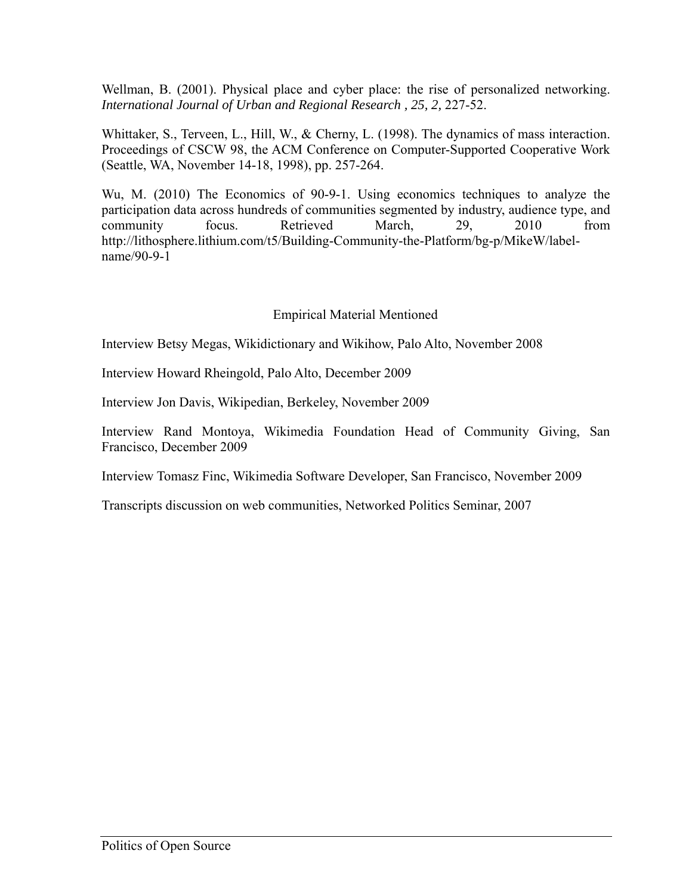Wellman, B. (2001). Physical place and cyber place: the rise of personalized networking. *International Journal of Urban and Regional Research , 25, 2,* 227-52.

Whittaker, S., Terveen, L., Hill, W., & Cherny, L. (1998). The dynamics of mass interaction. Proceedings of CSCW 98, the ACM Conference on Computer-Supported Cooperative Work (Seattle, WA, November 14-18, 1998), pp. 257-264.

Wu, M. (2010) The Economics of 90-9-1. Using economics techniques to analyze the participation data across hundreds of communities segmented by industry, audience type, and community focus. Retrieved March, 29, 2010 from http://lithosphere.lithium.com/t5/Building-Community-the-Platform/bg-p/MikeW/label-name/90-9-1

## Empirical Material Mentioned

Interview Betsy Megas, Wikidictionary and Wikihow, Palo Alto, November 2008

Interview Howard Rheingold, Palo Alto, December 2009

Interview Jon Davis, Wikipedian, Berkeley, November 2009

Interview Rand Montoya, Wikimedia Foundation Head of Community Giving, San Francisco, December 2009

Interview Tomasz Finc, Wikimedia Software Developer, San Francisco, November 2009

Transcripts discussion on web communities, Networked Politics Seminar, 2007